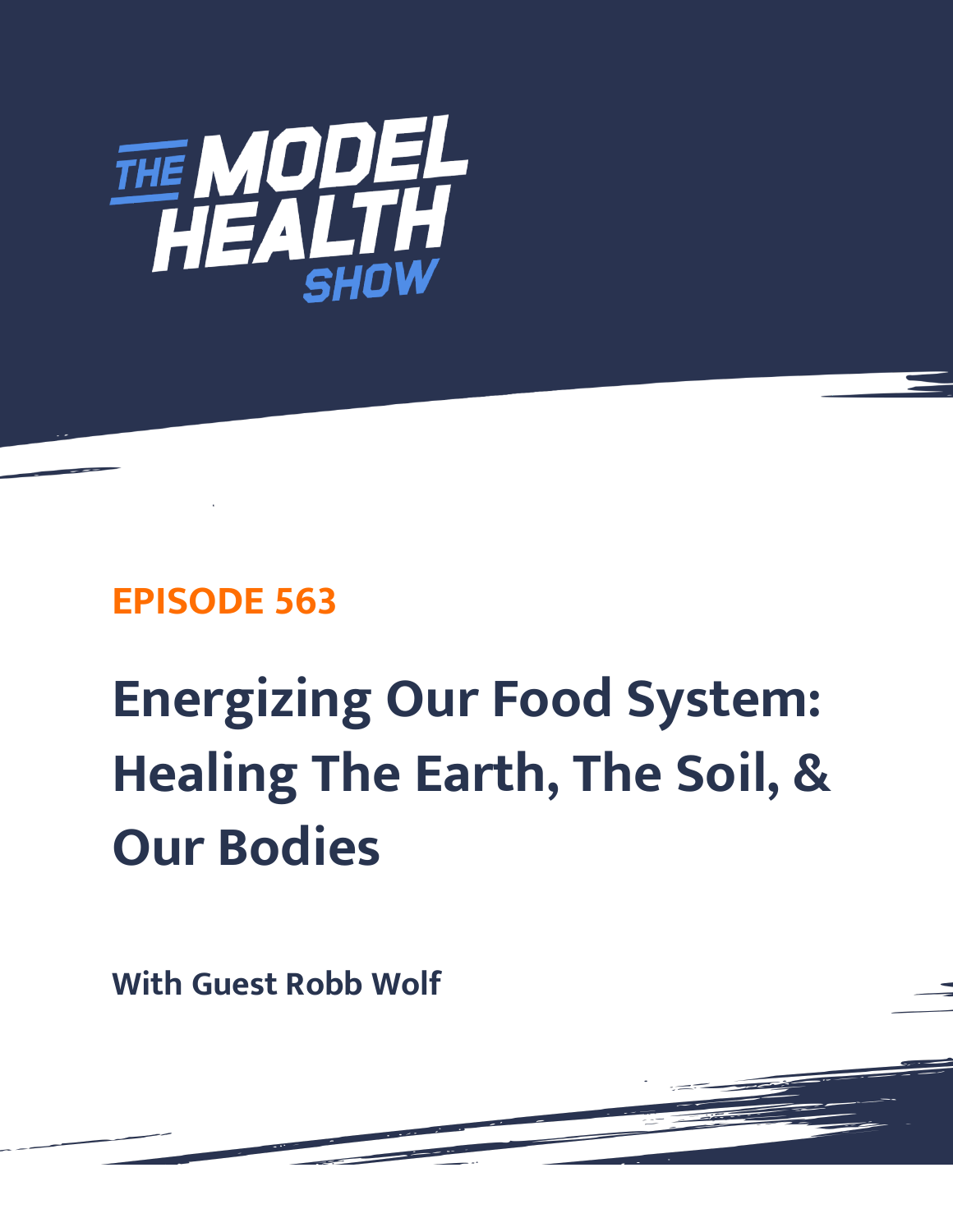# THE MODEL HEALTH SHOW

## EPISODE 563

# Energizing Our Food System: Healing The Earth, The Soil, & Our Bodies

**With Guest Robb Wolf**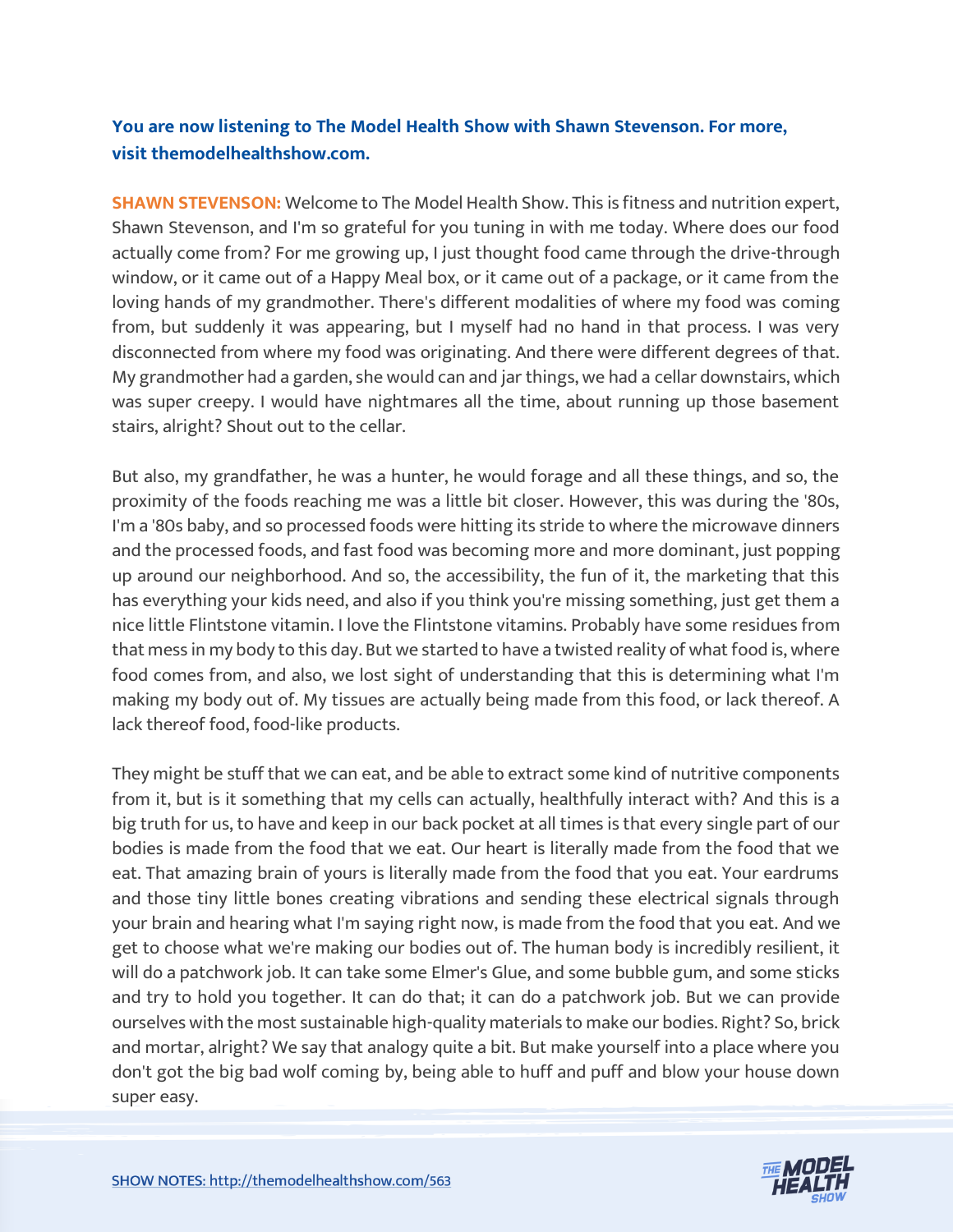**You are now listening to The Model Health Show with Shawn Stevenson. For more, visit themodelhealthshow.com.**

**SHAWN STEVENSON:** Welcome to The Model Health Show. This is fitness and nutrition expert, Shawn Stevenson, and I'm so grateful for you tuning in with me today. Where does our food actually come from? For me growing up, I just thought food came through the drive-through window, or it came out of a Happy Meal box, or it came out of a package, or it came from the loving hands of my grandmother. There's different modalities of where my food was coming from, but suddenly it was appearing, but I myself had no hand in that process. I was very disconnected from where my food was originating. And there were different degrees of that. My grandmother had a garden, she would can and jar things, we had a cellar downstairs, which was super creepy. I would have nightmares all the time, about running up those basement stairs, alright? Shout out to the cellar.

But also, my grandfather, he was a hunter, he would forage and all these things, and so, the proximity of the foods reaching me was a little bit closer. However, this was during the '80s, I'm a '80s baby, and so processed foods were hitting its stride to where the microwave dinners and the processed foods, and fast food was becoming more and more dominant, just popping up around our neighborhood. And so, the accessibility, the fun of it, the marketing that this has everything your kids need, and also if you think you're missing something, just get them a nice little Flintstone vitamin. I love the Flintstone vitamins. Probably have some residues from that mess in my body to this day. But we started to have a twisted reality of what food is, where food comes from, and also, we lost sight of understanding that this is determining what I'm making my body out of. My tissues are actually being made from this food, or lack thereof. A lack thereof food, food-like products.

They might be stuff that we can eat, and be able to extract some kind of nutritive components from it, but is it something that my cells can actually, healthfully interact with? And this is a big truth for us, to have and keep in our back pocket at all times is that every single part of our bodies is made from the food that we eat. Our heart is literally made from the food that we eat. That amazing brain of yours is literally made from the food that you eat. Your eardrums and those tiny little bones creating vibrations and sending these electrical signals through your brain and hearing what I'm saying right now, is made from the food that you eat. And we get to choose what we're making our bodies out of. The human body is incredibly resilient, it will do a patchwork job. It can take some Elmer's Glue, and some bubble gum, and some sticks and try to hold you together. It can do that; it can do a patchwork job. But we can provide ourselves with the most sustainable high-quality materials to make our bodies. Right? So, brick and mortar, alright? We say that analogy quite a bit. But make yourself into a place where you don't got the big bad wolf coming by, being able to huff and puff and blow your house down super easy.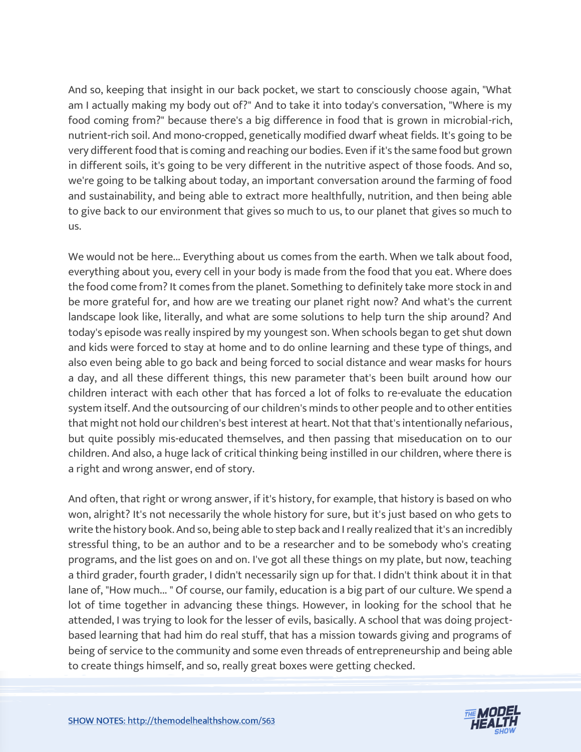And so, keeping that insight in our back pocket, we start to consciously choose again, "What am I actually making my body out of?" And to take it into today's conversation, "Where is my food coming from?" because there's a big difference in food that is grown in microbial-rich, nutrient-rich soil. And mono-cropped, genetically modified dwarf wheat fields. It's going to be very different food that is coming and reaching our bodies. Even if it's the same food but grown in different soils, it's going to be very different in the nutritive aspect of those foods. And so, we're going to be talking about today, an important conversation around the farming of food and sustainability, and being able to extract more healthfully, nutrition, and then being able to give back to our environment that gives so much to us, to our planet that gives so much to us.

We would not be here... Everything about us comes from the earth. When we talk about food, everything about you, every cell in your body is made from the food that you eat. Where does the food come from? It comes from the planet. Something to definitely take more stock in and be more grateful for, and how are we treating our planet right now? And what's the current landscape look like, literally, and what are some solutions to help turn the ship around? And today's episode was really inspired by my youngest son. When schools began to get shut down and kids were forced to stay at home and to do online learning and these type of things, and also even being able to go back and being forced to social distance and wear masks for hours a day, and all these different things, this new parameter that's been built around how our children interact with each other that has forced a lot of folks to re-evaluate the education system itself. And the outsourcing of our children's minds to other people and to other entities that might not hold our children's best interest at heart. Not that that's intentionally nefarious, but quite possibly mis-educated themselves, and then passing that miseducation on to our children. And also, a huge lack of critical thinking being instilled in our children, where there is a right and wrong answer, end of story.

And often, that right or wrong answer, if it's history, for example, that history is based on who won, alright? It's not necessarily the whole history for sure, but it's just based on who gets to write the history book. And so, being able to step back and I really realized that it's an incredibly stressful thing, to be an author and to be a researcher and to be somebody who's creating programs, and the list goes on and on. I've got all these things on my plate, but now, teaching a third grader, fourth grader, I didn't necessarily sign up for that. I didn't think about it in that lane of, "How much... " Of course, our family, education is a big part of our culture. We spend a lot of time together in advancing these things. However, in looking for the school that he attended, I was trying to look for the lesser of evils, basically. A school that was doing project-based learning that had him do real stuff, that has a mission towards giving and programs of being of service to the community and some even threads of entrepreneurship and being able to create things himself, and so, really great boxes were getting checked.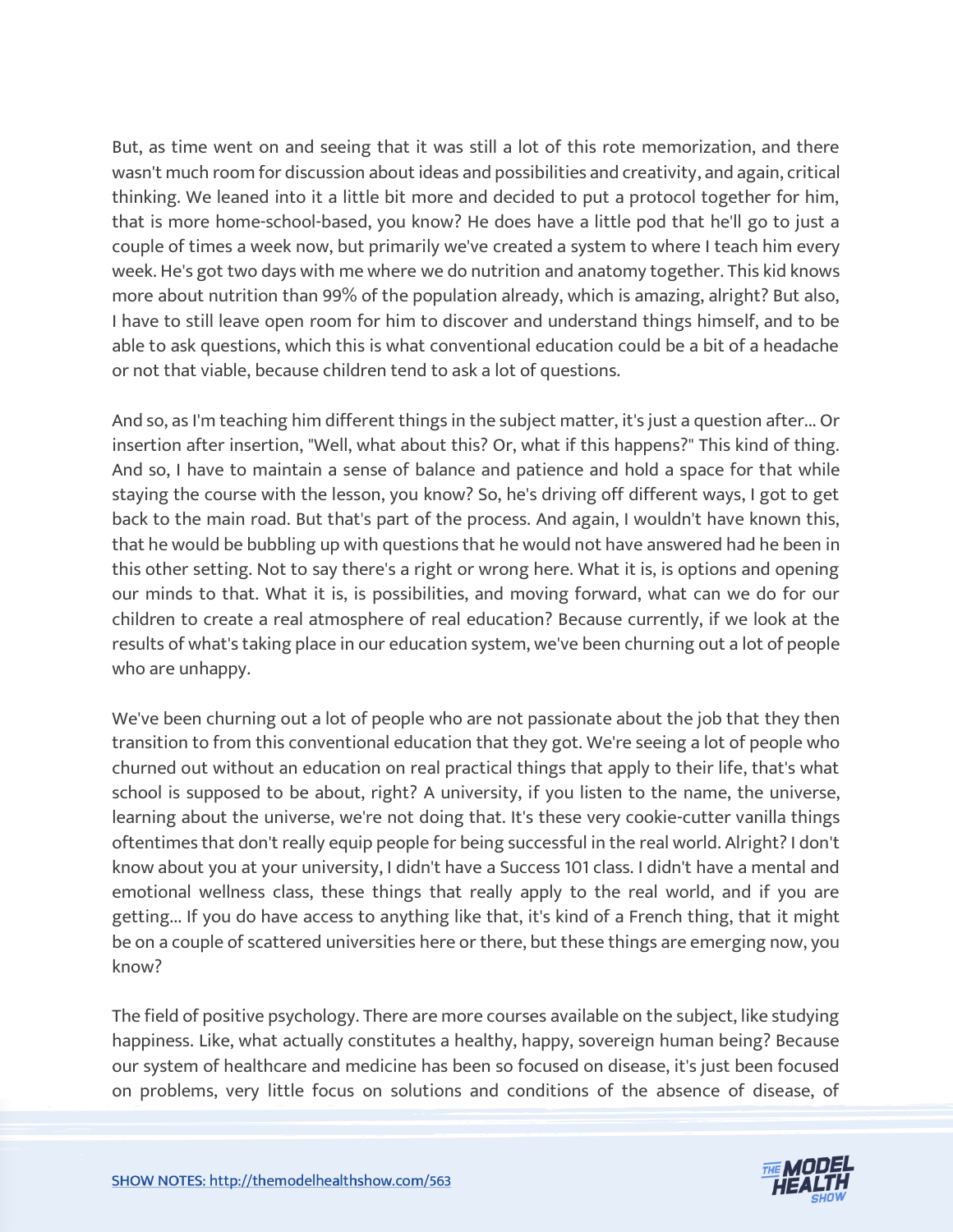But, as time went on and seeing that it was still a lot of this rote memorization, and there wasn't much room for discussion about ideas and possibilities and creativity, and again, critical thinking. We leaned into it a little bit more and decided to put a protocol together for him, that is more home-school-based, you know? He does have a little pod that he'll go to just a couple of times a week now, but primarily we've created a system to where I teach him every week. He's got two days with me where we do nutrition and anatomy together. This kid knows more about nutrition than 99% of the population already, which is amazing, alright? But also, I have to still leave open room for him to discover and understand things himself, and to be able to ask questions, which this is what conventional education could be a bit of a headache or not that viable, because children tend to ask a lot of questions.

And so, as I'm teaching him different things in the subject matter, it's just a question after... Or insertion after insertion, "Well, what about this? Or, what if this happens?" This kind of thing. And so, I have to maintain a sense of balance and patience and hold a space for that while staying the course with the lesson, you know? So, he's driving off different ways, I got to get back to the main road. But that's part of the process. And again, I wouldn't have known this, that he would be bubbling up with questions that he would not have answered had he been in this other setting. Not to say there's a right or wrong here. What it is, is options and opening our minds to that. What it is, is possibilities, and moving forward, what can we do for our children to create a real atmosphere of real education? Because currently, if we look at the results of what's taking place in our education system, we've been churning out a lot of people who are unhappy.

We've been churning out a lot of people who are not passionate about the job that they then transition to from this conventional education that they got. We're seeing a lot of people who churned out without an education on real practical things that apply to their life, that's what school is supposed to be about, right? A university, if you listen to the name, the universe, learning about the universe, we're not doing that. It's these very cookie-cutter vanilla things oftentimes that don't really equip people for being successful in the real world. Alright? I don't know about you at your university, I didn't have a Success 101 class. I didn't have a mental and emotional wellness class, these things that really apply to the real world, and if you are getting... If you do have access to anything like that, it's kind of a French thing, that it might be on a couple of scattered universities here or there, but these things are emerging now, you know?

The field of positive psychology. There are more courses available on the subject, like studying happiness. Like, what actually constitutes a healthy, happy, sovereign human being? Because our system of healthcare and medicine has been so focused on disease, it's just been focused on problems, very little focus on solutions and conditions of the absence of disease, of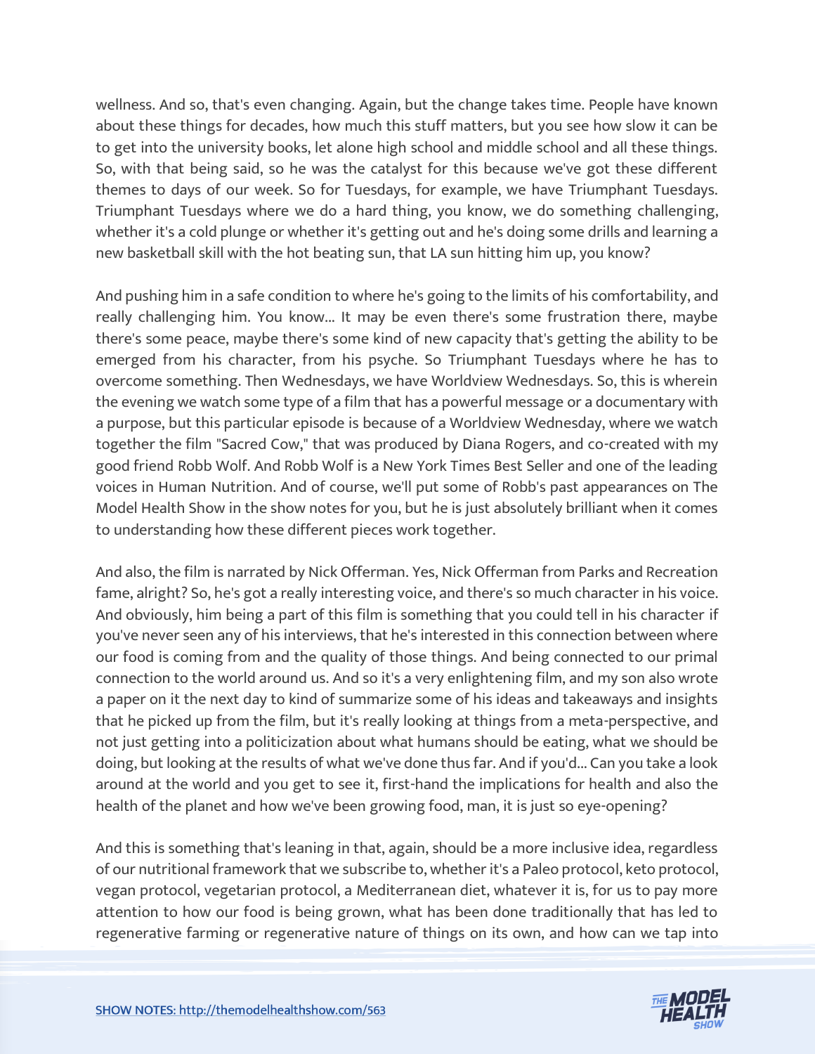wellness. And so, that's even changing. Again, but the change takes time. People have known about these things for decades, how much this stuff matters, but you see how slow it can be to get into the university books, let alone high school and middle school and all these things. So, with that being said, so he was the catalyst for this because we've got these different themes to days of our week. So for Tuesdays, for example, we have Triumphant Tuesdays. Triumphant Tuesdays where we do a hard thing, you know, we do something challenging, whether it's a cold plunge or whether it's getting out and he's doing some drills and learning a new basketball skill with the hot beating sun, that LA sun hitting him up, you know?

And pushing him in a safe condition to where he's going to the limits of his comfortability, and really challenging him. You know... It may be even there's some frustration there, maybe there's some peace, maybe there's some kind of new capacity that's getting the ability to be emerged from his character, from his psyche. So Triumphant Tuesdays where he has to overcome something. Then Wednesdays, we have Worldview Wednesdays. So, this is wherein the evening we watch some type of a film that has a powerful message or a documentary with a purpose, but this particular episode is because of a Worldview Wednesday, where we watch together the film "Sacred Cow," that was produced by Diana Rogers, and co-created with my good friend Robb Wolf. And Robb Wolf is a New York Times Best Seller and one of the leading voices in Human Nutrition. And of course, we'll put some of Robb's past appearances on The Model Health Show in the show notes for you, but he is just absolutely brilliant when it comes to understanding how these different pieces work together.

And also, the film is narrated by Nick Offerman. Yes, Nick Offerman from Parks and Recreation fame, alright? So, he's got a really interesting voice, and there's so much character in his voice. And obviously, him being a part of this film is something that you could tell in his character if you've never seen any of his interviews, that he's interested in this connection between where our food is coming from and the quality of those things. And being connected to our primal connection to the world around us. And so it's a very enlightening film, and my son also wrote a paper on it the next day to kind of summarize some of his ideas and takeaways and insights that he picked up from the film, but it's really looking at things from a meta-perspective, and not just getting into a politicization about what humans should be eating, what we should be doing, but looking at the results of what we've done thus far. And if you'd... Can you take a look around at the world and you get to see it, first-hand the implications for health and also the health of the planet and how we've been growing food, man, it is just so eye-opening?

And this is something that's leaning in that, again, should be a more inclusive idea, regardless of our nutritional framework that we subscribe to, whether it's a Paleo protocol, keto protocol, vegan protocol, vegetarian protocol, a Mediterranean diet, whatever it is, for us to pay more attention to how our food is being grown, what has been done traditionally that has led to regenerative farming or regenerative nature of things on its own, and how can we tap into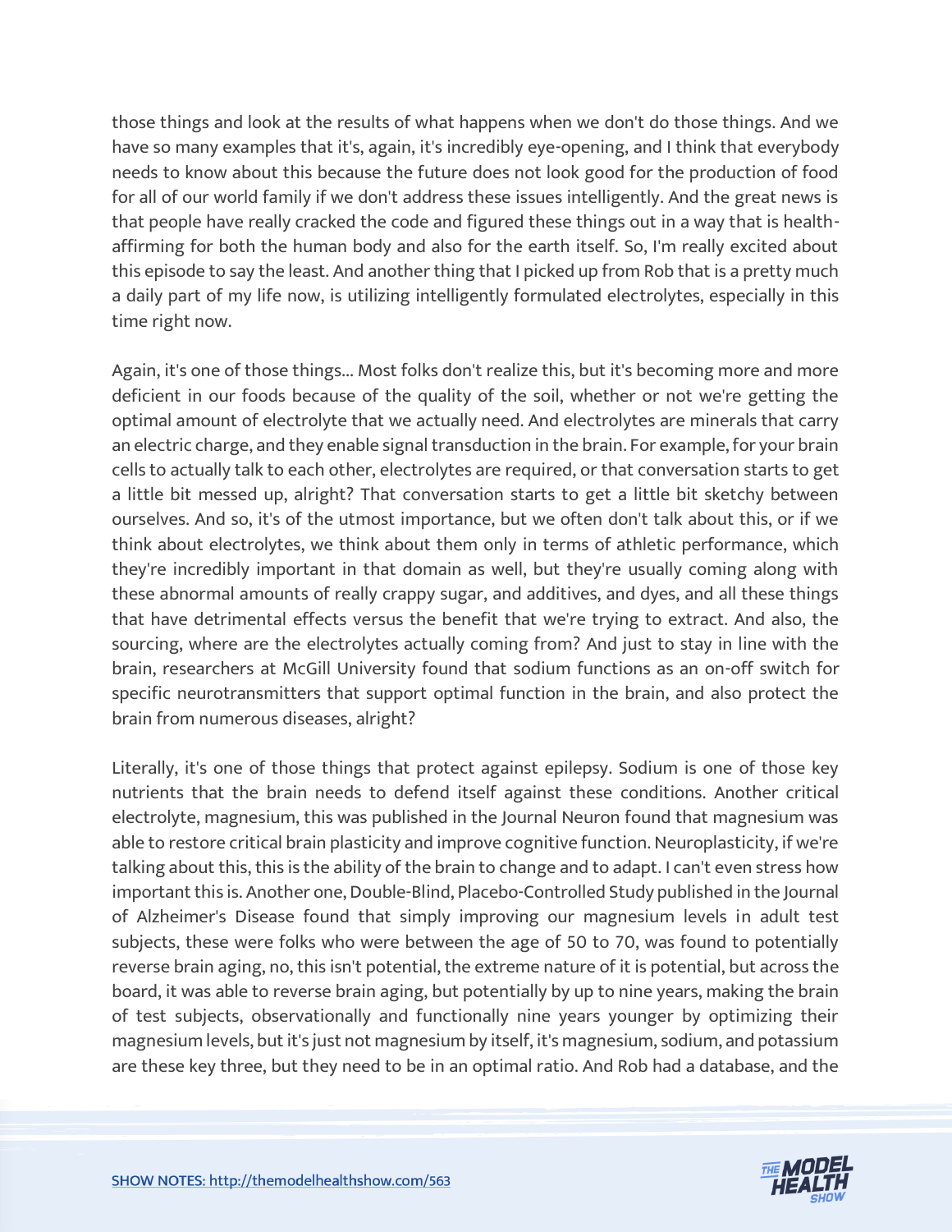those things and look at the results of what happens when we don't do those things. And we have so many examples that it's, again, it's incredibly eye-opening, and I think that everybody needs to know about this because the future does not look good for the production of food for all of our world family if we don't address these issues intelligently. And the great news is that people have really cracked the code and figured these things out in a way that is health-affirming for both the human body and also for the earth itself. So, I'm really excited about this episode to say the least. And another thing that I picked up from Rob that is a pretty much a daily part of my life now, is utilizing intelligently formulated electrolytes, especially in this time right now.

Again, it's one of those things... Most folks don't realize this, but it's becoming more and more deficient in our foods because of the quality of the soil, whether or not we're getting the optimal amount of electrolyte that we actually need. And electrolytes are minerals that carry an electric charge, and they enable signal transduction in the brain. For example, for your brain cells to actually talk to each other, electrolytes are required, or that conversation starts to get a little bit messed up, alright? That conversation starts to get a little bit sketchy between ourselves. And so, it's of the utmost importance, but we often don't talk about this, or if we think about electrolytes, we think about them only in terms of athletic performance, which they're incredibly important in that domain as well, but they're usually coming along with these abnormal amounts of really crappy sugar, and additives, and dyes, and all these things that have detrimental effects versus the benefit that we're trying to extract. And also, the sourcing, where are the electrolytes actually coming from? And just to stay in line with the brain, researchers at McGill University found that sodium functions as an on-off switch for specific neurotransmitters that support optimal function in the brain, and also protect the brain from numerous diseases, alright?

Literally, it's one of those things that protect against epilepsy. Sodium is one of those key nutrients that the brain needs to defend itself against these conditions. Another critical electrolyte, magnesium, this was published in the Journal Neuron found that magnesium was able to restore critical brain plasticity and improve cognitive function. Neuroplasticity, if we're talking about this, this is the ability of the brain to change and to adapt. I can't even stress how important this is. Another one, Double-Blind, Placebo-Controlled Study published in the Journal of Alzheimer's Disease found that simply improving our magnesium levels in adult test subjects, these were folks who were between the age of 50 to 70, was found to potentially reverse brain aging, no, this isn't potential, the extreme nature of it is potential, but across the board, it was able to reverse brain aging, but potentially by up to nine years, making the brain of test subjects, observationally and functionally nine years younger by optimizing their magnesium levels, but it's just not magnesium by itself, it's magnesium, sodium, and potassium are these key three, but they need to be in an optimal ratio. And Rob had a database, and the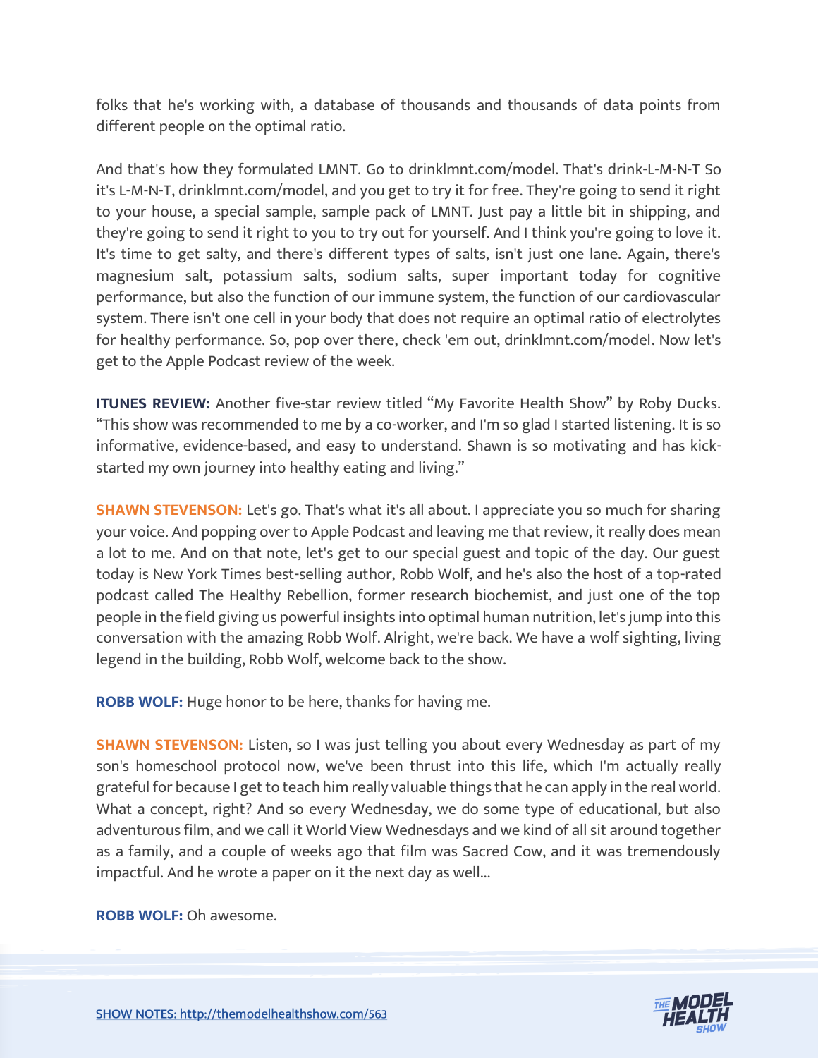folks that he's working with, a database of thousands and thousands of data points from different people on the optimal ratio.

And that's how they formulated LMNT. Go to drinklmnt.com/model. That's drink-L-M-N-T So it's L-M-N-T, drinklmnt.com/model, and you get to try it for free. They're going to send it right to your house, a special sample, sample pack of LMNT. Just pay a little bit in shipping, and they're going to send it right to you to try out for yourself. And I think you're going to love it. It's time to get salty, and there's different types of salts, isn't just one lane. Again, there's magnesium salt, potassium salts, sodium salts, super important today for cognitive performance, but also the function of our immune system, the function of our cardiovascular system. There isn't one cell in your body that does not require an optimal ratio of electrolytes for healthy performance. So, pop over there, check 'em out, drinklmnt.com/model. Now let's get to the Apple Podcast review of the week.

**ITUNES REVIEW:** Another five-star review titled "My Favorite Health Show" by Roby Ducks. "This show was recommended to me by a co-worker, and I'm so glad I started listening. It is so informative, evidence-based, and easy to understand. Shawn is so motivating and has kick-started my own journey into healthy eating and living."

**SHAWN STEVENSON:** Let's go. That's what it's all about. I appreciate you so much for sharing your voice. And popping over to Apple Podcast and leaving me that review, it really does mean a lot to me. And on that note, let's get to our special guest and topic of the day. Our guest today is New York Times best-selling author, Robb Wolf, and he's also the host of a top-rated podcast called The Healthy Rebellion, former research biochemist, and just one of the top people in the field giving us powerful insights into optimal human nutrition, let's jump into this conversation with the amazing Robb Wolf. Alright, we're back. We have a wolf sighting, living legend in the building, Robb Wolf, welcome back to the show.

**ROBB WOLF:** Huge honor to be here, thanks for having me.

**SHAWN STEVENSON:** Listen, so I was just telling you about every Wednesday as part of my son's homeschool protocol now, we've been thrust into this life, which I'm actually really grateful for because I get to teach him really valuable things that he can apply in the real world. What a concept, right? And so every Wednesday, we do some type of educational, but also adventurous film, and we call it World View Wednesdays and we kind of all sit around together as a family, and a couple of weeks ago that film was Sacred Cow, and it was tremendously impactful. And he wrote a paper on it the next day as well...

**ROBB WOLF:** Oh awesome.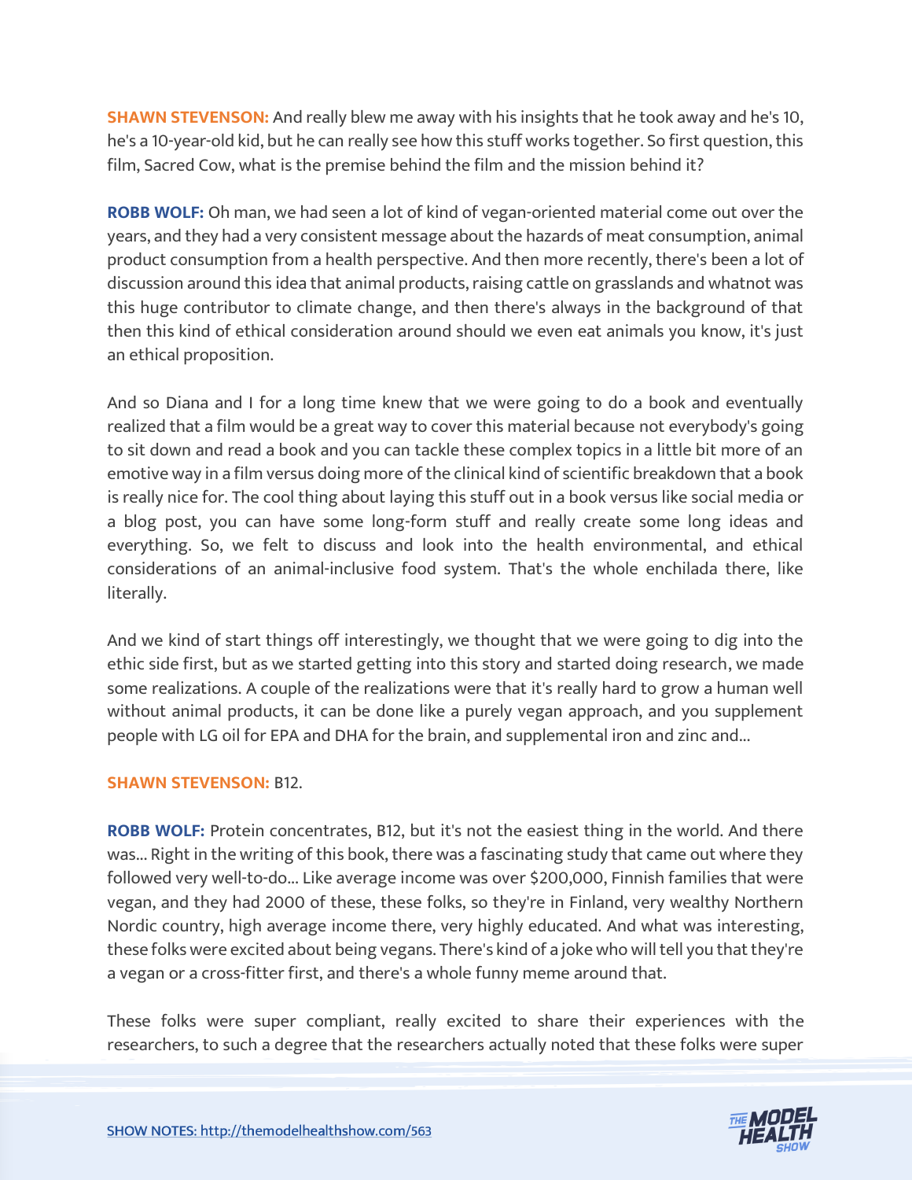**SHAWN STEVENSON:** And really blew me away with his insights that he took away and he's 10, he's a 10-year-old kid, but he can really see how this stuff works together. So first question, this film, Sacred Cow, what is the premise behind the film and the mission behind it?

**ROBB WOLF:** Oh man, we had seen a lot of kind of vegan-oriented material come out over the years, and they had a very consistent message about the hazards of meat consumption, animal product consumption from a health perspective. And then more recently, there's been a lot of discussion around this idea that animal products, raising cattle on grasslands and whatnot was this huge contributor to climate change, and then there's always in the background of that then this kind of ethical consideration around should we even eat animals you know, it's just an ethical proposition.

And so Diana and I for a long time knew that we were going to do a book and eventually realized that a film would be a great way to cover this material because not everybody's going to sit down and read a book and you can tackle these complex topics in a little bit more of an emotive way in a film versus doing more of the clinical kind of scientific breakdown that a book is really nice for. The cool thing about laying this stuff out in a book versus like social media or a blog post, you can have some long-form stuff and really create some long ideas and everything. So, we felt to discuss and look into the health environmental, and ethical considerations of an animal-inclusive food system. That's the whole enchilada there, like literally.

And we kind of start things off interestingly, we thought that we were going to dig into the ethic side first, but as we started getting into this story and started doing research, we made some realizations. A couple of the realizations were that it's really hard to grow a human well without animal products, it can be done like a purely vegan approach, and you supplement people with LG oil for EPA and DHA for the brain, and supplemental iron and zinc and...

**SHAWN STEVENSON:** B12.

**ROBB WOLF:** Protein concentrates, B12, but it's not the easiest thing in the world. And there was... Right in the writing of this book, there was a fascinating study that came out where they followed very well-to-do... Like average income was over $200,000, Finnish families that were vegan, and they had 2000 of these, these folks, so they're in Finland, very wealthy Northern Nordic country, high average income there, very highly educated. And what was interesting, these folks were excited about being vegans. There's kind of a joke who will tell you that they're a vegan or a cross-fitter first, and there's a whole funny meme around that.

These folks were super compliant, really excited to share their experiences with the researchers, to such a degree that the researchers actually noted that these folks were super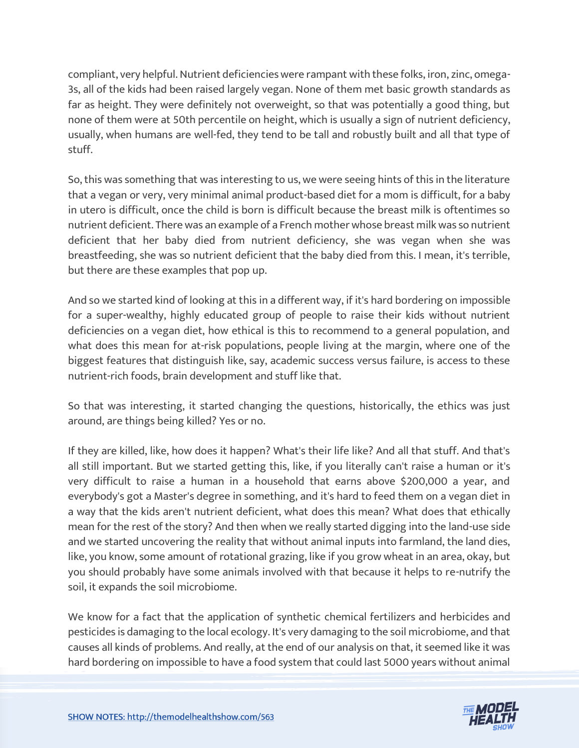compliant, very helpful. Nutrient deficiencies were rampant with these folks, iron, zinc, omega-3s, all of the kids had been raised largely vegan. None of them met basic growth standards as far as height. They were definitely not overweight, so that was potentially a good thing, but none of them were at 50th percentile on height, which is usually a sign of nutrient deficiency, usually, when humans are well-fed, they tend to be tall and robustly built and all that type of stuff.

So, this was something that was interesting to us, we were seeing hints of this in the literature that a vegan or very, very minimal animal product-based diet for a mom is difficult, for a baby in utero is difficult, once the child is born is difficult because the breast milk is oftentimes so nutrient deficient. There was an example of a French mother whose breast milk was so nutrient deficient that her baby died from nutrient deficiency, she was vegan when she was breastfeeding, she was so nutrient deficient that the baby died from this. I mean, it's terrible, but there are these examples that pop up.

And so we started kind of looking at this in a different way, if it's hard bordering on impossible for a super-wealthy, highly educated group of people to raise their kids without nutrient deficiencies on a vegan diet, how ethical is this to recommend to a general population, and what does this mean for at-risk populations, people living at the margin, where one of the biggest features that distinguish like, say, academic success versus failure, is access to these nutrient-rich foods, brain development and stuff like that.

So that was interesting, it started changing the questions, historically, the ethics was just around, are things being killed? Yes or no.

If they are killed, like, how does it happen? What's their life like? And all that stuff. And that's all still important. But we started getting this, like, if you literally can't raise a human or it's very difficult to raise a human in a household that earns above $200,000 a year, and everybody's got a Master's degree in something, and it's hard to feed them on a vegan diet in a way that the kids aren't nutrient deficient, what does this mean? What does that ethically mean for the rest of the story? And then when we really started digging into the land-use side and we started uncovering the reality that without animal inputs into farmland, the land dies, like, you know, some amount of rotational grazing, like if you grow wheat in an area, okay, but you should probably have some animals involved with that because it helps to re-nutrify the soil, it expands the soil microbiome.

We know for a fact that the application of synthetic chemical fertilizers and herbicides and pesticides is damaging to the local ecology. It's very damaging to the soil microbiome, and that causes all kinds of problems. And really, at the end of our analysis on that, it seemed like it was hard bordering on impossible to have a food system that could last 5000 years without animal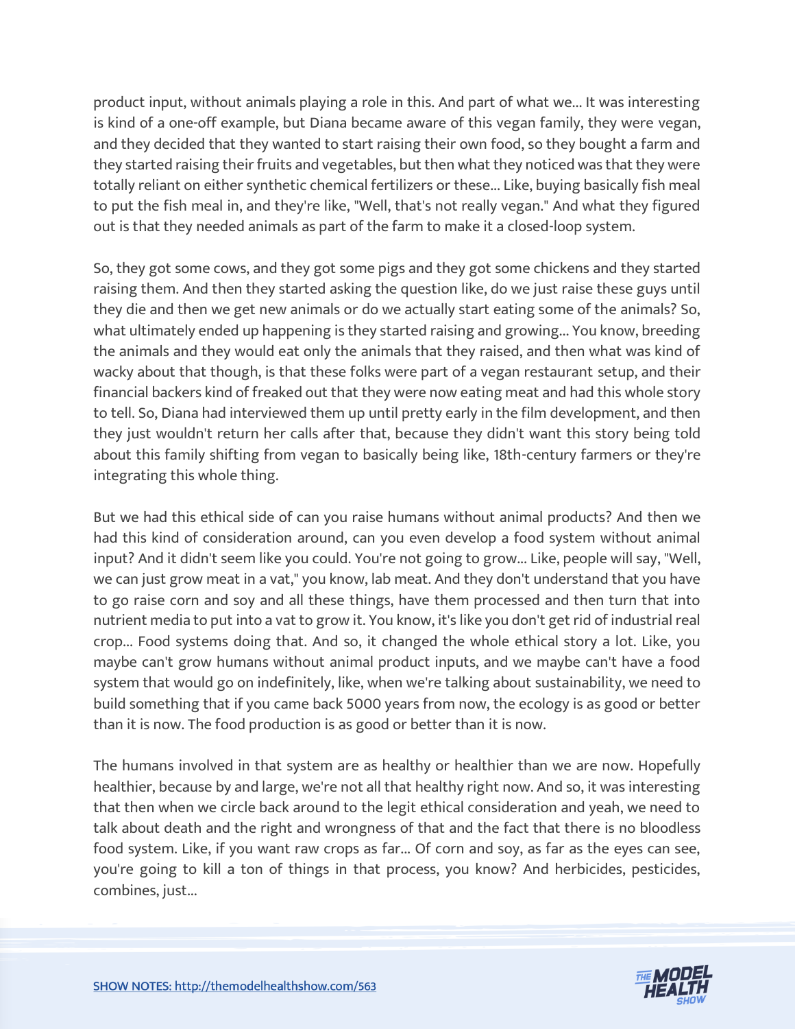product input, without animals playing a role in this. And part of what we... It was interesting is kind of a one-off example, but Diana became aware of this vegan family, they were vegan, and they decided that they wanted to start raising their own food, so they bought a farm and they started raising their fruits and vegetables, but then what they noticed was that they were totally reliant on either synthetic chemical fertilizers or these... Like, buying basically fish meal to put the fish meal in, and they're like, "Well, that's not really vegan." And what they figured out is that they needed animals as part of the farm to make it a closed-loop system.

So, they got some cows, and they got some pigs and they got some chickens and they started raising them. And then they started asking the question like, do we just raise these guys until they die and then we get new animals or do we actually start eating some of the animals? So, what ultimately ended up happening is they started raising and growing... You know, breeding the animals and they would eat only the animals that they raised, and then what was kind of wacky about that though, is that these folks were part of a vegan restaurant setup, and their financial backers kind of freaked out that they were now eating meat and had this whole story to tell. So, Diana had interviewed them up until pretty early in the film development, and then they just wouldn't return her calls after that, because they didn't want this story being told about this family shifting from vegan to basically being like, 18th-century farmers or they're integrating this whole thing.

But we had this ethical side of can you raise humans without animal products? And then we had this kind of consideration around, can you even develop a food system without animal input? And it didn't seem like you could. You're not going to grow... Like, people will say, "Well, we can just grow meat in a vat," you know, lab meat. And they don't understand that you have to go raise corn and soy and all these things, have them processed and then turn that into nutrient media to put into a vat to grow it. You know, it's like you don't get rid of industrial real crop... Food systems doing that. And so, it changed the whole ethical story a lot. Like, you maybe can't grow humans without animal product inputs, and we maybe can't have a food system that would go on indefinitely, like, when we're talking about sustainability, we need to build something that if you came back 5000 years from now, the ecology is as good or better than it is now. The food production is as good or better than it is now.

The humans involved in that system are as healthy or healthier than we are now. Hopefully healthier, because by and large, we're not all that healthy right now. And so, it was interesting that then when we circle back around to the legit ethical consideration and yeah, we need to talk about death and the right and wrongness of that and the fact that there is no bloodless food system. Like, if you want raw crops as far... Of corn and soy, as far as the eyes can see, you're going to kill a ton of things in that process, you know? And herbicides, pesticides, combines, just...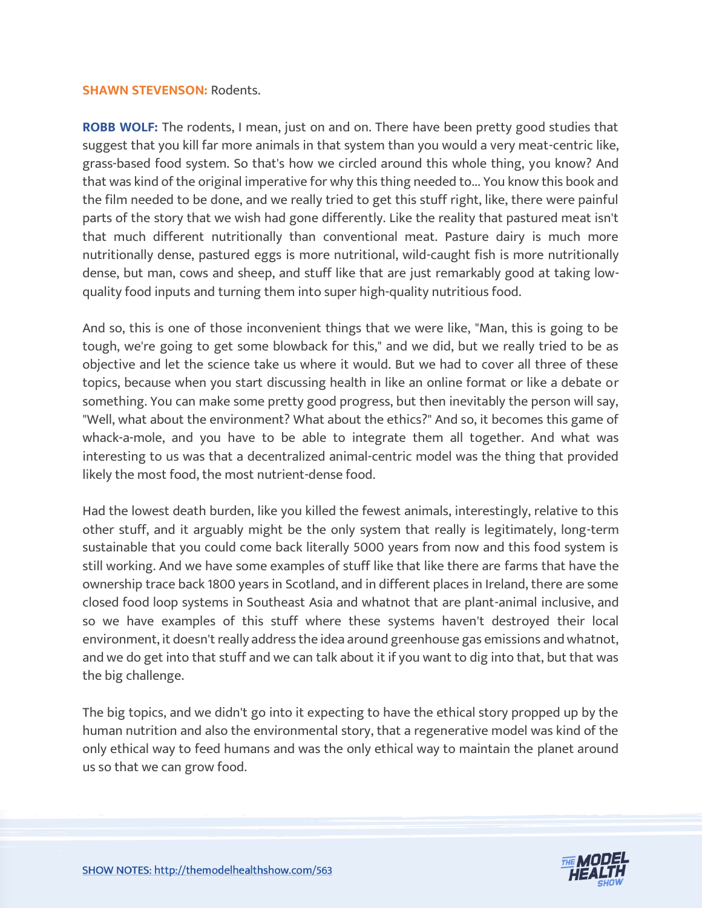**SHAWN STEVENSON:** Rodents.

**ROBB WOLF:** The rodents, I mean, just on and on. There have been pretty good studies that suggest that you kill far more animals in that system than you would a very meat-centric like, grass-based food system. So that's how we circled around this whole thing, you know? And that was kind of the original imperative for why this thing needed to... You know this book and the film needed to be done, and we really tried to get this stuff right, like, there were painful parts of the story that we wish had gone differently. Like the reality that pastured meat isn't that much different nutritionally than conventional meat. Pasture dairy is much more nutritionally dense, pastured eggs is more nutritional, wild-caught fish is more nutritionally dense, but man, cows and sheep, and stuff like that are just remarkably good at taking low-quality food inputs and turning them into super high-quality nutritious food.

And so, this is one of those inconvenient things that we were like, "Man, this is going to be tough, we're going to get some blowback for this," and we did, but we really tried to be as objective and let the science take us where it would. But we had to cover all three of these topics, because when you start discussing health in like an online format or like a debate or something. You can make some pretty good progress, but then inevitably the person will say, "Well, what about the environment? What about the ethics?" And so, it becomes this game of whack-a-mole, and you have to be able to integrate them all together. And what was interesting to us was that a decentralized animal-centric model was the thing that provided likely the most food, the most nutrient-dense food.

Had the lowest death burden, like you killed the fewest animals, interestingly, relative to this other stuff, and it arguably might be the only system that really is legitimately, long-term sustainable that you could come back literally 5000 years from now and this food system is still working. And we have some examples of stuff like that like there are farms that have the ownership trace back 1800 years in Scotland, and in different places in Ireland, there are some closed food loop systems in Southeast Asia and whatnot that are plant-animal inclusive, and so we have examples of this stuff where these systems haven't destroyed their local environment, it doesn't really address the idea around greenhouse gas emissions and whatnot, and we do get into that stuff and we can talk about it if you want to dig into that, but that was the big challenge.

The big topics, and we didn't go into it expecting to have the ethical story propped up by the human nutrition and also the environmental story, that a regenerative model was kind of the only ethical way to feed humans and was the only ethical way to maintain the planet around us so that we can grow food.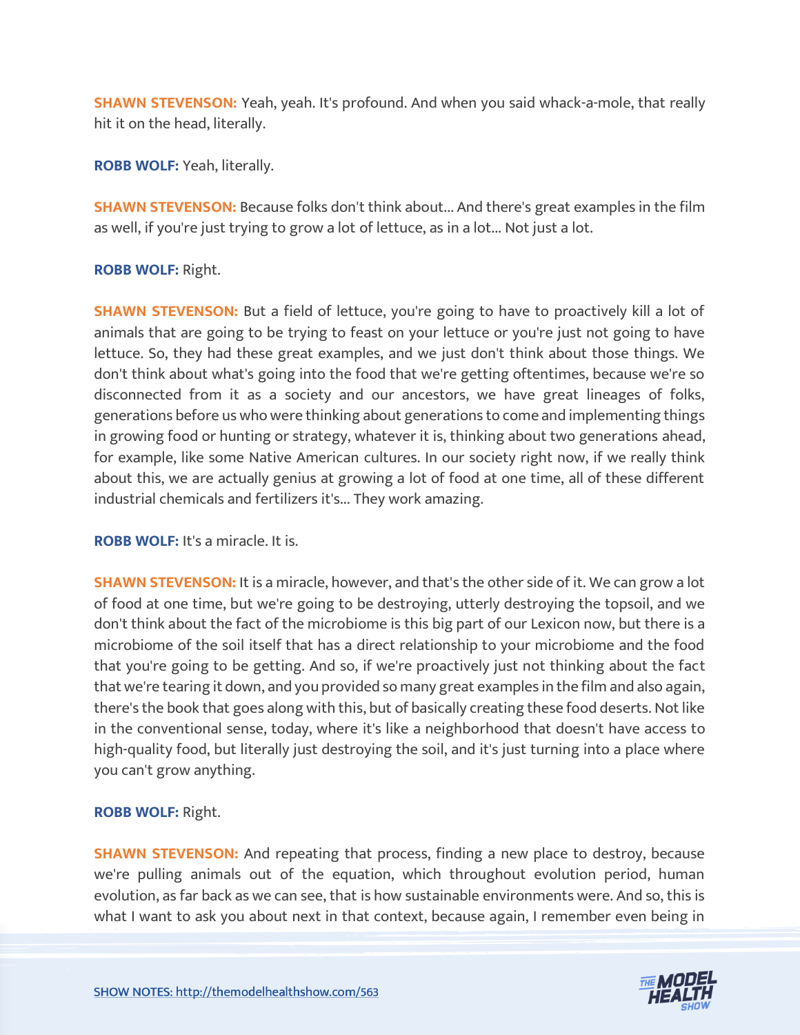**SHAWN STEVENSON:** Yeah, yeah. It's profound. And when you said whack-a-mole, that really hit it on the head, literally.

**ROBB WOLF:** Yeah, literally.

**SHAWN STEVENSON:** Because folks don't think about... And there's great examples in the film as well, if you're just trying to grow a lot of lettuce, as in a lot... Not just a lot.

**ROBB WOLF:** Right.

**SHAWN STEVENSON:** But a field of lettuce, you're going to have to proactively kill a lot of animals that are going to be trying to feast on your lettuce or you're just not going to have lettuce. So, they had these great examples, and we just don't think about those things. We don't think about what's going into the food that we're getting oftentimes, because we're so disconnected from it as a society and our ancestors, we have great lineages of folks, generations before us who were thinking about generations to come and implementing things in growing food or hunting or strategy, whatever it is, thinking about two generations ahead, for example, like some Native American cultures. In our society right now, if we really think about this, we are actually genius at growing a lot of food at one time, all of these different industrial chemicals and fertilizers it's... They work amazing.

**ROBB WOLF:** It's a miracle. It is.

**SHAWN STEVENSON:** It is a miracle, however, and that's the other side of it. We can grow a lot of food at one time, but we're going to be destroying, utterly destroying the topsoil, and we don't think about the fact of the microbiome is this big part of our Lexicon now, but there is a microbiome of the soil itself that has a direct relationship to your microbiome and the food that you're going to be getting. And so, if we're proactively just not thinking about the fact that we're tearing it down, and you provided so many great examples in the film and also again, there's the book that goes along with this, but of basically creating these food deserts. Not like in the conventional sense, today, where it's like a neighborhood that doesn't have access to high-quality food, but literally just destroying the soil, and it's just turning into a place where you can't grow anything.

**ROBB WOLF:** Right.

**SHAWN STEVENSON:** And repeating that process, finding a new place to destroy, because we're pulling animals out of the equation, which throughout evolution period, human evolution, as far back as we can see, that is how sustainable environments were. And so, this is what I want to ask you about next in that context, because again, I remember even being in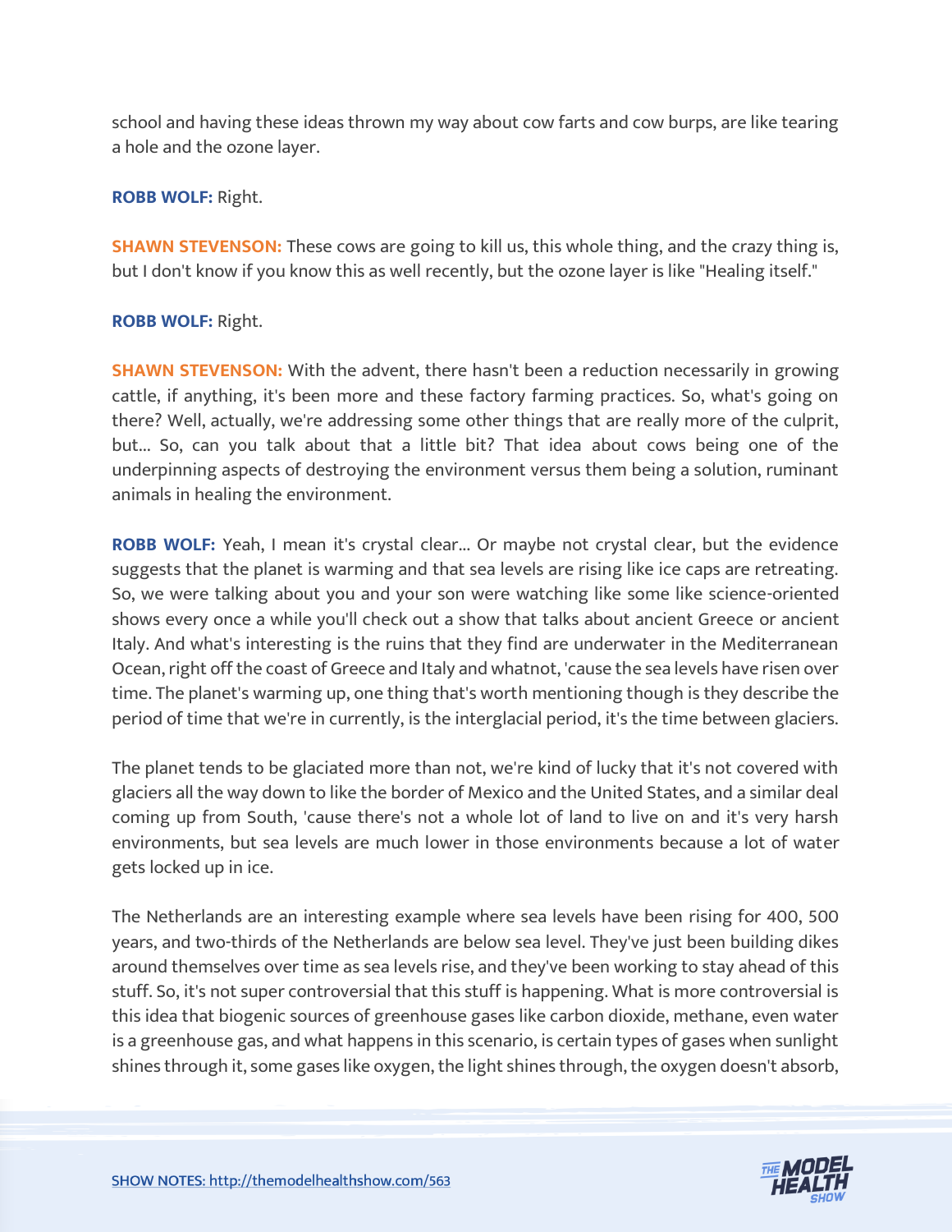school and having these ideas thrown my way about cow farts and cow burps, are like tearing a hole and the ozone layer.

**ROBB WOLF:** Right.

**SHAWN STEVENSON:** These cows are going to kill us, this whole thing, and the crazy thing is, but I don't know if you know this as well recently, but the ozone layer is like "Healing itself."

**ROBB WOLF:** Right.

**SHAWN STEVENSON:** With the advent, there hasn't been a reduction necessarily in growing cattle, if anything, it's been more and these factory farming practices. So, what's going on there? Well, actually, we're addressing some other things that are really more of the culprit, but... So, can you talk about that a little bit? That idea about cows being one of the underpinning aspects of destroying the environment versus them being a solution, ruminant animals in healing the environment.

**ROBB WOLF:** Yeah, I mean it's crystal clear... Or maybe not crystal clear, but the evidence suggests that the planet is warming and that sea levels are rising like ice caps are retreating. So, we were talking about you and your son were watching like some like science-oriented shows every once a while you'll check out a show that talks about ancient Greece or ancient Italy. And what's interesting is the ruins that they find are underwater in the Mediterranean Ocean, right off the coast of Greece and Italy and whatnot, 'cause the sea levels have risen over time. The planet's warming up, one thing that's worth mentioning though is they describe the period of time that we're in currently, is the interglacial period, it's the time between glaciers.

The planet tends to be glaciated more than not, we're kind of lucky that it's not covered with glaciers all the way down to like the border of Mexico and the United States, and a similar deal coming up from South, 'cause there's not a whole lot of land to live on and it's very harsh environments, but sea levels are much lower in those environments because a lot of water gets locked up in ice.

The Netherlands are an interesting example where sea levels have been rising for 400, 500 years, and two-thirds of the Netherlands are below sea level. They've just been building dikes around themselves over time as sea levels rise, and they've been working to stay ahead of this stuff. So, it's not super controversial that this stuff is happening. What is more controversial is this idea that biogenic sources of greenhouse gases like carbon dioxide, methane, even water is a greenhouse gas, and what happens in this scenario, is certain types of gases when sunlight shines through it, some gases like oxygen, the light shines through, the oxygen doesn't absorb,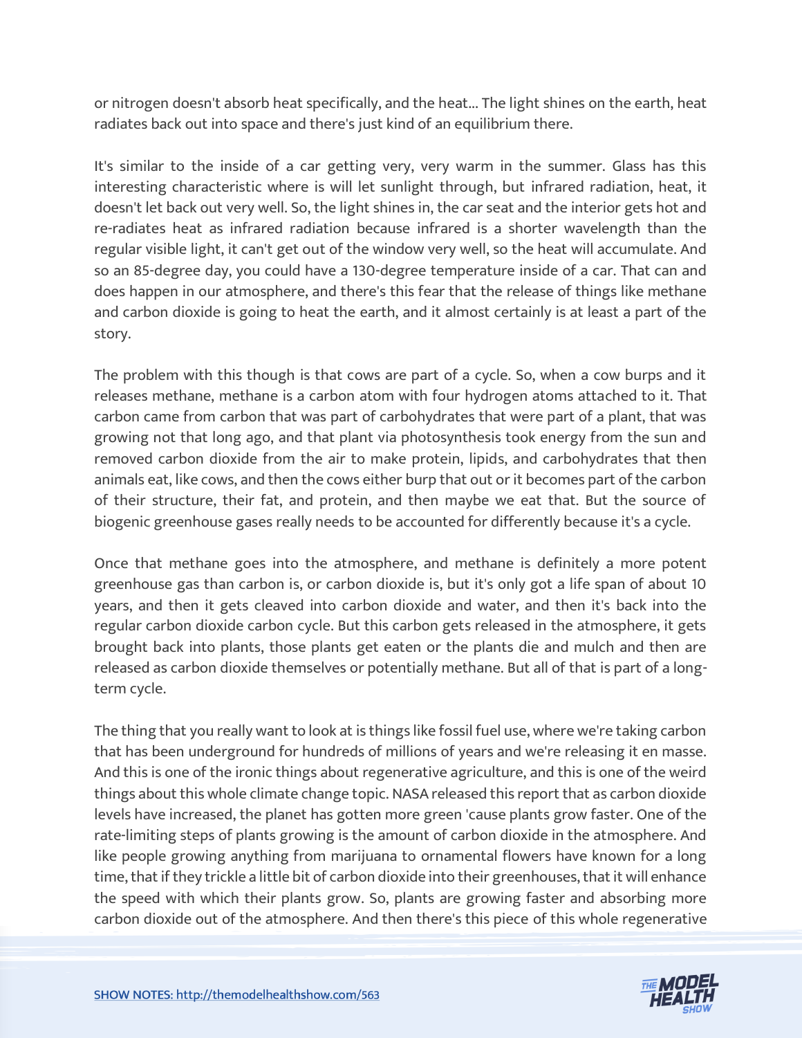or nitrogen doesn't absorb heat specifically, and the heat... The light shines on the earth, heat radiates back out into space and there's just kind of an equilibrium there.

It's similar to the inside of a car getting very, very warm in the summer. Glass has this interesting characteristic where is will let sunlight through, but infrared radiation, heat, it doesn't let back out very well. So, the light shines in, the car seat and the interior gets hot and re-radiates heat as infrared radiation because infrared is a shorter wavelength than the regular visible light, it can't get out of the window very well, so the heat will accumulate. And so an 85-degree day, you could have a 130-degree temperature inside of a car. That can and does happen in our atmosphere, and there's this fear that the release of things like methane and carbon dioxide is going to heat the earth, and it almost certainly is at least a part of the story.

The problem with this though is that cows are part of a cycle. So, when a cow burps and it releases methane, methane is a carbon atom with four hydrogen atoms attached to it. That carbon came from carbon that was part of carbohydrates that were part of a plant, that was growing not that long ago, and that plant via photosynthesis took energy from the sun and removed carbon dioxide from the air to make protein, lipids, and carbohydrates that then animals eat, like cows, and then the cows either burp that out or it becomes part of the carbon of their structure, their fat, and protein, and then maybe we eat that. But the source of biogenic greenhouse gases really needs to be accounted for differently because it's a cycle.

Once that methane goes into the atmosphere, and methane is definitely a more potent greenhouse gas than carbon is, or carbon dioxide is, but it's only got a life span of about 10 years, and then it gets cleaved into carbon dioxide and water, and then it's back into the regular carbon dioxide carbon cycle. But this carbon gets released in the atmosphere, it gets brought back into plants, those plants get eaten or the plants die and mulch and then are released as carbon dioxide themselves or potentially methane. But all of that is part of a long-term cycle.

The thing that you really want to look at is things like fossil fuel use, where we're taking carbon that has been underground for hundreds of millions of years and we're releasing it en masse. And this is one of the ironic things about regenerative agriculture, and this is one of the weird things about this whole climate change topic. NASA released this report that as carbon dioxide levels have increased, the planet has gotten more green 'cause plants grow faster. One of the rate-limiting steps of plants growing is the amount of carbon dioxide in the atmosphere. And like people growing anything from marijuana to ornamental flowers have known for a long time, that if they trickle a little bit of carbon dioxide into their greenhouses, that it will enhance the speed with which their plants grow. So, plants are growing faster and absorbing more carbon dioxide out of the atmosphere. And then there's this piece of this whole regenerative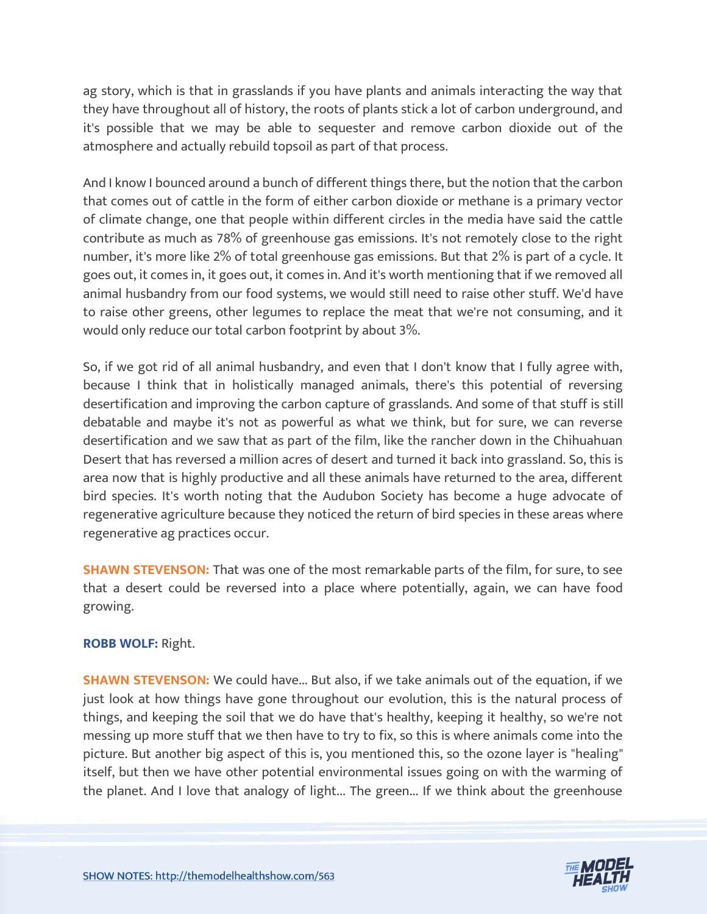ag story, which is that in grasslands if you have plants and animals interacting the way that they have throughout all of history, the roots of plants stick a lot of carbon underground, and it's possible that we may be able to sequester and remove carbon dioxide out of the atmosphere and actually rebuild topsoil as part of that process.

And I know I bounced around a bunch of different things there, but the notion that the carbon that comes out of cattle in the form of either carbon dioxide or methane is a primary vector of climate change, one that people within different circles in the media have said the cattle contribute as much as 78% of greenhouse gas emissions. It's not remotely close to the right number, it's more like 2% of total greenhouse gas emissions. But that 2% is part of a cycle. It goes out, it comes in, it goes out, it comes in. And it's worth mentioning that if we removed all animal husbandry from our food systems, we would still need to raise other stuff. We'd have to raise other greens, other legumes to replace the meat that we're not consuming, and it would only reduce our total carbon footprint by about 3%.

So, if we got rid of all animal husbandry, and even that I don't know that I fully agree with, because I think that in holistically managed animals, there's this potential of reversing desertification and improving the carbon capture of grasslands. And some of that stuff is still debatable and maybe it's not as powerful as what we think, but for sure, we can reverse desertification and we saw that as part of the film, like the rancher down in the Chihuahuan Desert that has reversed a million acres of desert and turned it back into grassland. So, this is area now that is highly productive and all these animals have returned to the area, different bird species. It's worth noting that the Audubon Society has become a huge advocate of regenerative agriculture because they noticed the return of bird species in these areas where regenerative ag practices occur.

**SHAWN STEVENSON:** That was one of the most remarkable parts of the film, for sure, to see that a desert could be reversed into a place where potentially, again, we can have food growing.

**ROBB WOLF:** Right.

**SHAWN STEVENSON:** We could have... But also, if we take animals out of the equation, if we just look at how things have gone throughout our evolution, this is the natural process of things, and keeping the soil that we do have that's healthy, keeping it healthy, so we're not messing up more stuff that we then have to try to fix, so this is where animals come into the picture. But another big aspect of this is, you mentioned this, so the ozone layer is "healing" itself, but then we have other potential environmental issues going on with the warming of the planet. And I love that analogy of light... The green... If we think about the greenhouse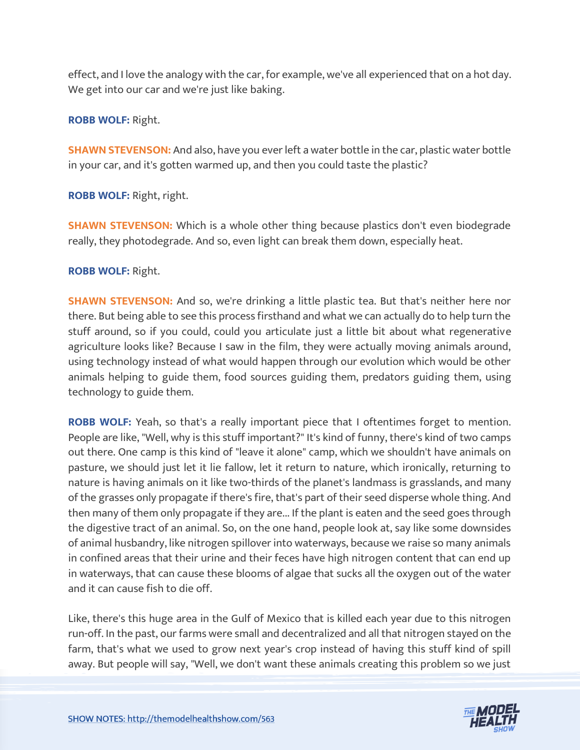effect, and I love the analogy with the car, for example, we've all experienced that on a hot day. We get into our car and we're just like baking.

**ROBB WOLF:** Right.

**SHAWN STEVENSON:** And also, have you ever left a water bottle in the car, plastic water bottle in your car, and it's gotten warmed up, and then you could taste the plastic?

**ROBB WOLF:** Right, right.

**SHAWN STEVENSON:** Which is a whole other thing because plastics don't even biodegrade really, they photodegrade. And so, even light can break them down, especially heat.

**ROBB WOLF:** Right.

**SHAWN STEVENSON:** And so, we're drinking a little plastic tea. But that's neither here nor there. But being able to see this process firsthand and what we can actually do to help turn the stuff around, so if you could, could you articulate just a little bit about what regenerative agriculture looks like? Because I saw in the film, they were actually moving animals around, using technology instead of what would happen through our evolution which would be other animals helping to guide them, food sources guiding them, predators guiding them, using technology to guide them.

**ROBB WOLF:** Yeah, so that's a really important piece that I oftentimes forget to mention. People are like, "Well, why is this stuff important?" It's kind of funny, there's kind of two camps out there. One camp is this kind of "leave it alone" camp, which we shouldn't have animals on pasture, we should just let it lie fallow, let it return to nature, which ironically, returning to nature is having animals on it like two-thirds of the planet's landmass is grasslands, and many of the grasses only propagate if there's fire, that's part of their seed disperse whole thing. And then many of them only propagate if they are... If the plant is eaten and the seed goes through the digestive tract of an animal. So, on the one hand, people look at, say like some downsides of animal husbandry, like nitrogen spillover into waterways, because we raise so many animals in confined areas that their urine and their feces have high nitrogen content that can end up in waterways, that can cause these blooms of algae that sucks all the oxygen out of the water and it can cause fish to die off.

Like, there's this huge area in the Gulf of Mexico that is killed each year due to this nitrogen run-off. In the past, our farms were small and decentralized and all that nitrogen stayed on the farm, that's what we used to grow next year's crop instead of having this stuff kind of spill away. But people will say, "Well, we don't want these animals creating this problem so we just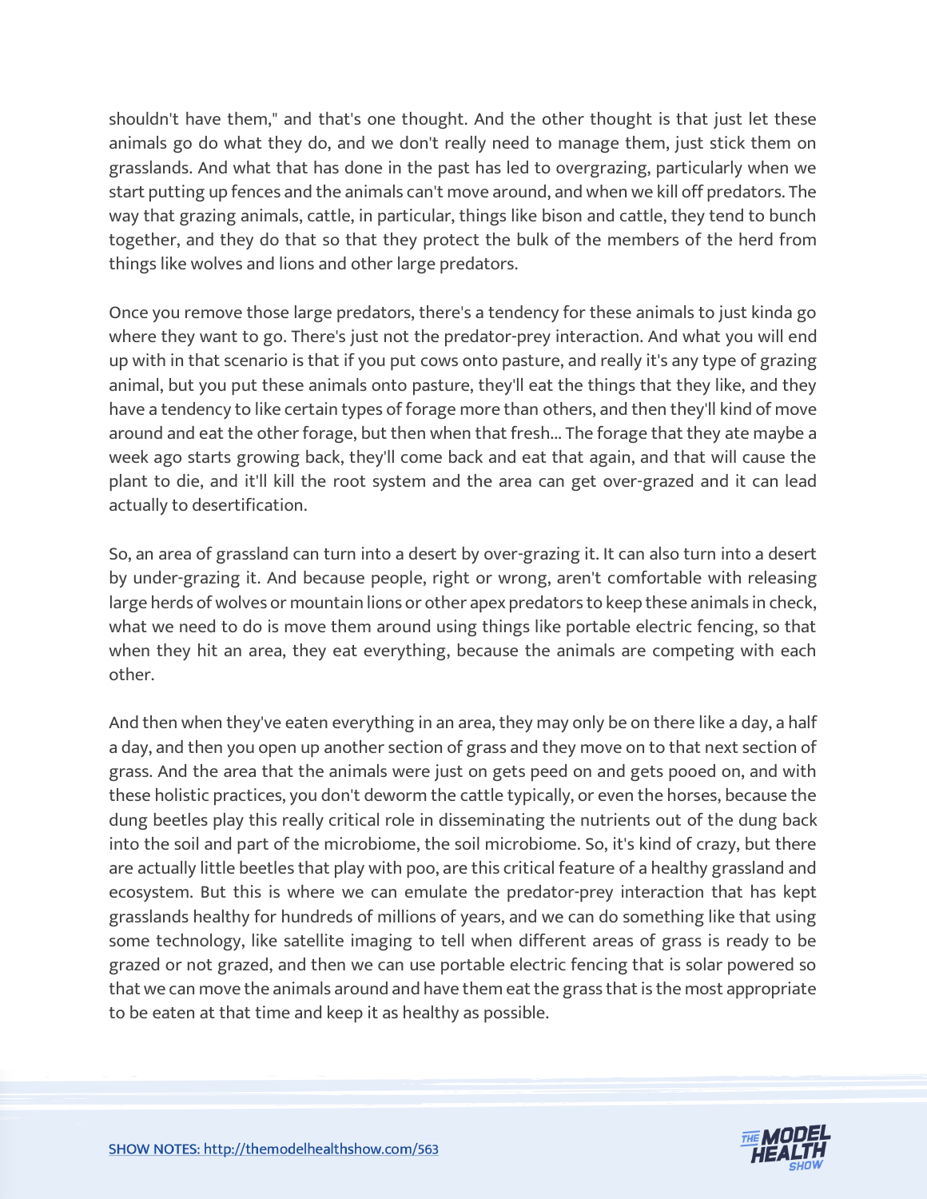shouldn't have them," and that's one thought. And the other thought is that just let these animals go do what they do, and we don't really need to manage them, just stick them on grasslands. And what that has done in the past has led to overgrazing, particularly when we start putting up fences and the animals can't move around, and when we kill off predators. The way that grazing animals, cattle, in particular, things like bison and cattle, they tend to bunch together, and they do that so that they protect the bulk of the members of the herd from things like wolves and lions and other large predators.

Once you remove those large predators, there's a tendency for these animals to just kinda go where they want to go. There's just not the predator-prey interaction. And what you will end up with in that scenario is that if you put cows onto pasture, and really it's any type of grazing animal, but you put these animals onto pasture, they'll eat the things that they like, and they have a tendency to like certain types of forage more than others, and then they'll kind of move around and eat the other forage, but then when that fresh... The forage that they ate maybe a week ago starts growing back, they'll come back and eat that again, and that will cause the plant to die, and it'll kill the root system and the area can get over-grazed and it can lead actually to desertification.

So, an area of grassland can turn into a desert by over-grazing it. It can also turn into a desert by under-grazing it. And because people, right or wrong, aren't comfortable with releasing large herds of wolves or mountain lions or other apex predators to keep these animals in check, what we need to do is move them around using things like portable electric fencing, so that when they hit an area, they eat everything, because the animals are competing with each other.

And then when they've eaten everything in an area, they may only be on there like a day, a half a day, and then you open up another section of grass and they move on to that next section of grass. And the area that the animals were just on gets peed on and gets pooed on, and with these holistic practices, you don't deworm the cattle typically, or even the horses, because the dung beetles play this really critical role in disseminating the nutrients out of the dung back into the soil and part of the microbiome, the soil microbiome. So, it's kind of crazy, but there are actually little beetles that play with poo, are this critical feature of a healthy grassland and ecosystem. But this is where we can emulate the predator-prey interaction that has kept grasslands healthy for hundreds of millions of years, and we can do something like that using some technology, like satellite imaging to tell when different areas of grass is ready to be grazed or not grazed, and then we can use portable electric fencing that is solar powered so that we can move the animals around and have them eat the grass that is the most appropriate to be eaten at that time and keep it as healthy as possible.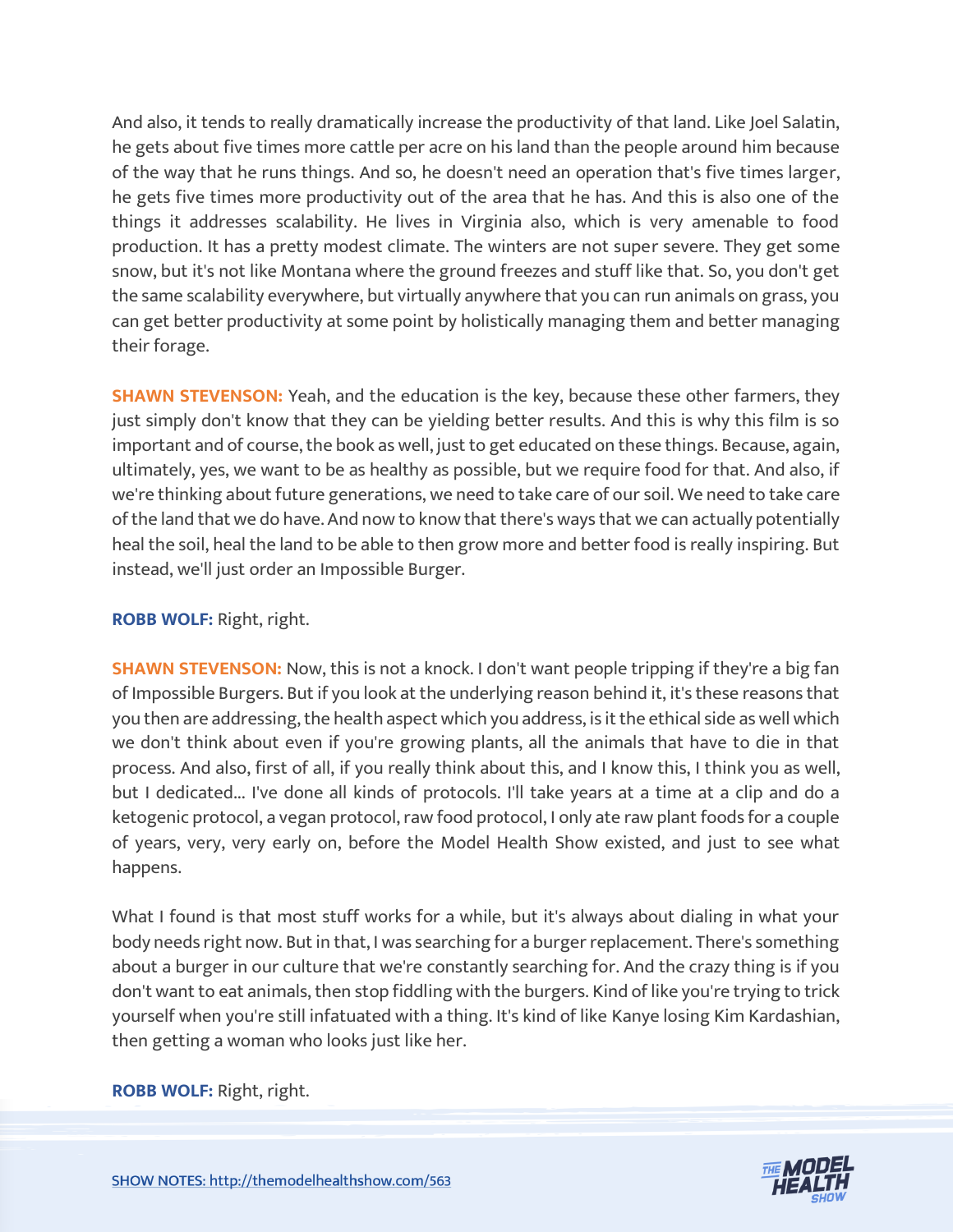And also, it tends to really dramatically increase the productivity of that land. Like Joel Salatin, he gets about five times more cattle per acre on his land than the people around him because of the way that he runs things. And so, he doesn't need an operation that's five times larger, he gets five times more productivity out of the area that he has. And this is also one of the things it addresses scalability. He lives in Virginia also, which is very amenable to food production. It has a pretty modest climate. The winters are not super severe. They get some snow, but it's not like Montana where the ground freezes and stuff like that. So, you don't get the same scalability everywhere, but virtually anywhere that you can run animals on grass, you can get better productivity at some point by holistically managing them and better managing their forage.

**SHAWN STEVENSON:** Yeah, and the education is the key, because these other farmers, they just simply don't know that they can be yielding better results. And this is why this film is so important and of course, the book as well, just to get educated on these things. Because, again, ultimately, yes, we want to be as healthy as possible, but we require food for that. And also, if we're thinking about future generations, we need to take care of our soil. We need to take care of the land that we do have. And now to know that there's ways that we can actually potentially heal the soil, heal the land to be able to then grow more and better food is really inspiring. But instead, we'll just order an Impossible Burger.

**ROBB WOLF:** Right, right.

**SHAWN STEVENSON:** Now, this is not a knock. I don't want people tripping if they're a big fan of Impossible Burgers. But if you look at the underlying reason behind it, it's these reasons that you then are addressing, the health aspect which you address, is it the ethical side as well which we don't think about even if you're growing plants, all the animals that have to die in that process. And also, first of all, if you really think about this, and I know this, I think you as well, but I dedicated... I've done all kinds of protocols. I'll take years at a time at a clip and do a ketogenic protocol, a vegan protocol, raw food protocol, I only ate raw plant foods for a couple of years, very, very early on, before the Model Health Show existed, and just to see what happens.

What I found is that most stuff works for a while, but it's always about dialing in what your body needs right now. But in that, I was searching for a burger replacement. There's something about a burger in our culture that we're constantly searching for. And the crazy thing is if you don't want to eat animals, then stop fiddling with the burgers. Kind of like you're trying to trick yourself when you're still infatuated with a thing. It's kind of like Kanye losing Kim Kardashian, then getting a woman who looks just like her.

**ROBB WOLF:** Right, right.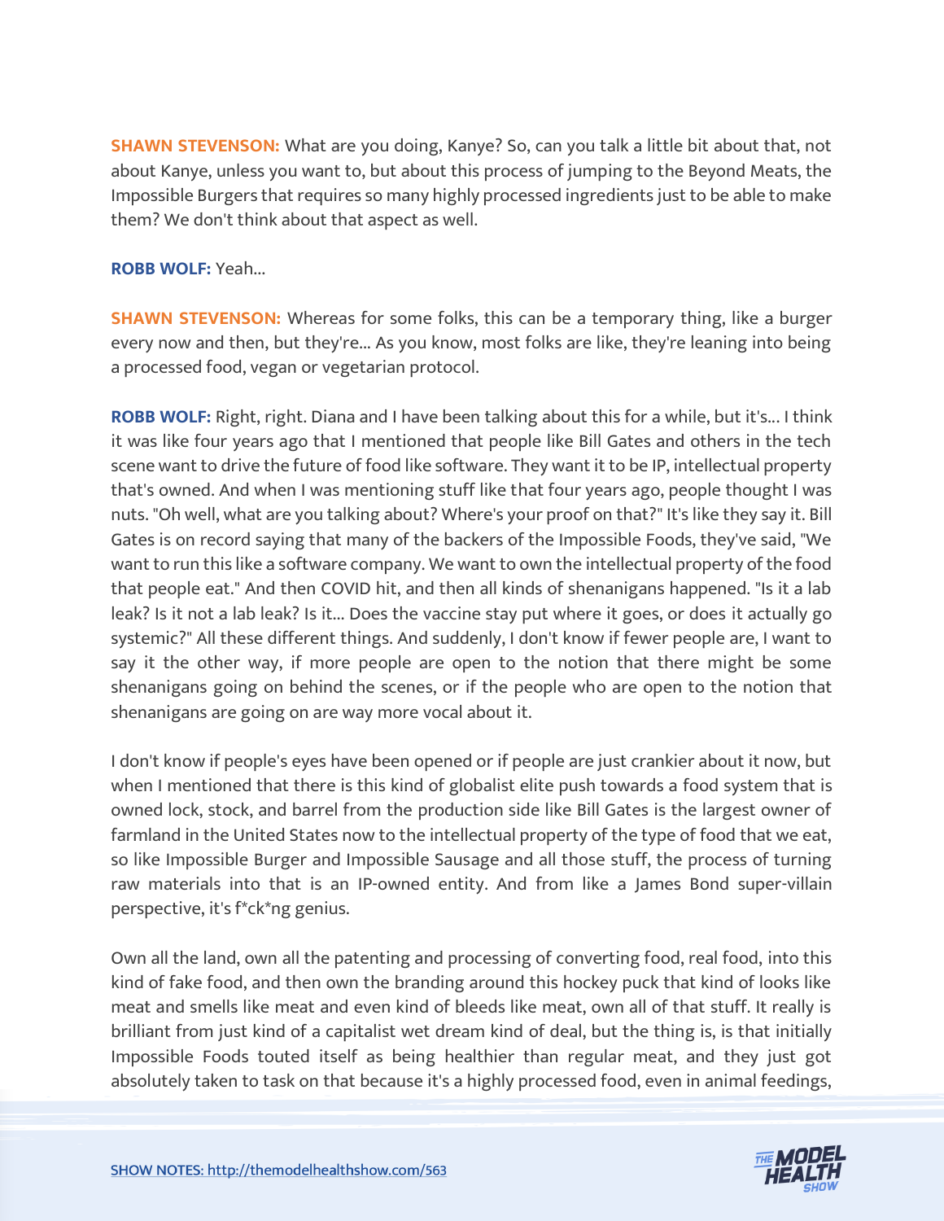**SHAWN STEVENSON:** What are you doing, Kanye? So, can you talk a little bit about that, not about Kanye, unless you want to, but about this process of jumping to the Beyond Meats, the Impossible Burgers that requires so many highly processed ingredients just to be able to make them? We don't think about that aspect as well.

**ROBB WOLF:** Yeah...

**SHAWN STEVENSON:** Whereas for some folks, this can be a temporary thing, like a burger every now and then, but they're... As you know, most folks are like, they're leaning into being a processed food, vegan or vegetarian protocol.

**ROBB WOLF:** Right, right. Diana and I have been talking about this for a while, but it's... I think it was like four years ago that I mentioned that people like Bill Gates and others in the tech scene want to drive the future of food like software. They want it to be IP, intellectual property that's owned. And when I was mentioning stuff like that four years ago, people thought I was nuts. "Oh well, what are you talking about? Where's your proof on that?" It's like they say it. Bill Gates is on record saying that many of the backers of the Impossible Foods, they've said, "We want to run this like a software company. We want to own the intellectual property of the food that people eat." And then COVID hit, and then all kinds of shenanigans happened. "Is it a lab leak? Is it not a lab leak? Is it... Does the vaccine stay put where it goes, or does it actually go systemic?" All these different things. And suddenly, I don't know if fewer people are, I want to say it the other way, if more people are open to the notion that there might be some shenanigans going on behind the scenes, or if the people who are open to the notion that shenanigans are going on are way more vocal about it.

I don't know if people's eyes have been opened or if people are just crankier about it now, but when I mentioned that there is this kind of globalist elite push towards a food system that is owned lock, stock, and barrel from the production side like Bill Gates is the largest owner of farmland in the United States now to the intellectual property of the type of food that we eat, so like Impossible Burger and Impossible Sausage and all those stuff, the process of turning raw materials into that is an IP-owned entity. And from like a James Bond super-villain perspective, it's f*ck*ng genius.

Own all the land, own all the patenting and processing of converting food, real food, into this kind of fake food, and then own the branding around this hockey puck that kind of looks like meat and smells like meat and even kind of bleeds like meat, own all of that stuff. It really is brilliant from just kind of a capitalist wet dream kind of deal, but the thing is, is that initially Impossible Foods touted itself as being healthier than regular meat, and they just got absolutely taken to task on that because it's a highly processed food, even in animal feedings,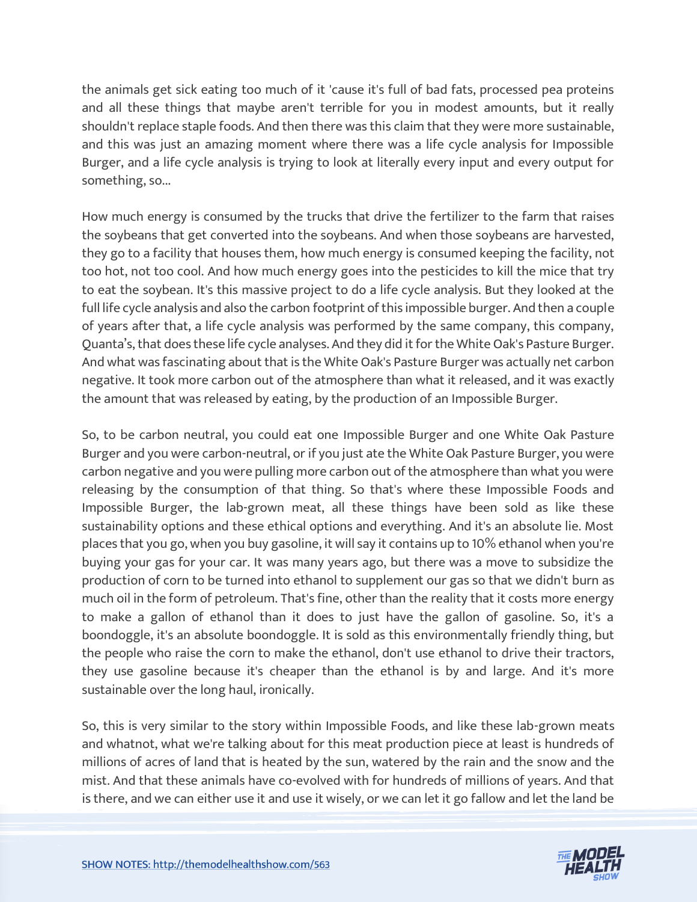the animals get sick eating too much of it 'cause it's full of bad fats, processed pea proteins and all these things that maybe aren't terrible for you in modest amounts, but it really shouldn't replace staple foods. And then there was this claim that they were more sustainable, and this was just an amazing moment where there was a life cycle analysis for Impossible Burger, and a life cycle analysis is trying to look at literally every input and every output for something, so...

How much energy is consumed by the trucks that drive the fertilizer to the farm that raises the soybeans that get converted into the soybeans. And when those soybeans are harvested, they go to a facility that houses them, how much energy is consumed keeping the facility, not too hot, not too cool. And how much energy goes into the pesticides to kill the mice that try to eat the soybean. It's this massive project to do a life cycle analysis. But they looked at the full life cycle analysis and also the carbon footprint of this impossible burger. And then a couple of years after that, a life cycle analysis was performed by the same company, this company, Quanta's, that does these life cycle analyses. And they did it for the White Oak's Pasture Burger. And what was fascinating about that is the White Oak's Pasture Burger was actually net carbon negative. It took more carbon out of the atmosphere than what it released, and it was exactly the amount that was released by eating, by the production of an Impossible Burger.

So, to be carbon neutral, you could eat one Impossible Burger and one White Oak Pasture Burger and you were carbon-neutral, or if you just ate the White Oak Pasture Burger, you were carbon negative and you were pulling more carbon out of the atmosphere than what you were releasing by the consumption of that thing. So that's where these Impossible Foods and Impossible Burger, the lab-grown meat, all these things have been sold as like these sustainability options and these ethical options and everything. And it's an absolute lie. Most places that you go, when you buy gasoline, it will say it contains up to 10% ethanol when you're buying your gas for your car. It was many years ago, but there was a move to subsidize the production of corn to be turned into ethanol to supplement our gas so that we didn't burn as much oil in the form of petroleum. That's fine, other than the reality that it costs more energy to make a gallon of ethanol than it does to just have the gallon of gasoline. So, it's a boondoggle, it's an absolute boondoggle. It is sold as this environmentally friendly thing, but the people who raise the corn to make the ethanol, don't use ethanol to drive their tractors, they use gasoline because it's cheaper than the ethanol is by and large. And it's more sustainable over the long haul, ironically.

So, this is very similar to the story within Impossible Foods, and like these lab-grown meats and whatnot, what we're talking about for this meat production piece at least is hundreds of millions of acres of land that is heated by the sun, watered by the rain and the snow and the mist. And that these animals have co-evolved with for hundreds of millions of years. And that is there, and we can either use it and use it wisely, or we can let it go fallow and let the land be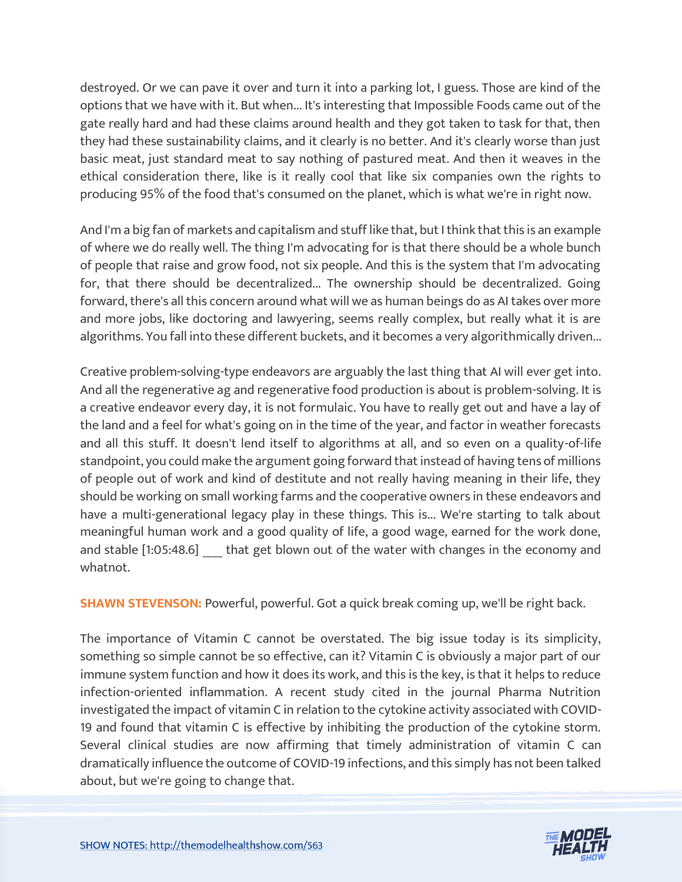destroyed. Or we can pave it over and turn it into a parking lot, I guess. Those are kind of the options that we have with it. But when... It's interesting that Impossible Foods came out of the gate really hard and had these claims around health and they got taken to task for that, then they had these sustainability claims, and it clearly is no better. And it's clearly worse than just basic meat, just standard meat to say nothing of pastured meat. And then it weaves in the ethical consideration there, like is it really cool that like six companies own the rights to producing 95% of the food that's consumed on the planet, which is what we're in right now.

And I'm a big fan of markets and capitalism and stuff like that, but I think that this is an example of where we do really well. The thing I'm advocating for is that there should be a whole bunch of people that raise and grow food, not six people. And this is the system that I'm advocating for, that there should be decentralized... The ownership should be decentralized. Going forward, there's all this concern around what will we as human beings do as AI takes over more and more jobs, like doctoring and lawyering, seems really complex, but really what it is are algorithms. You fall into these different buckets, and it becomes a very algorithmically driven...

Creative problem-solving-type endeavors are arguably the last thing that AI will ever get into. And all the regenerative ag and regenerative food production is about is problem-solving. It is a creative endeavor every day, it is not formulaic. You have to really get out and have a lay of the land and a feel for what's going on in the time of the year, and factor in weather forecasts and all this stuff. It doesn't lend itself to algorithms at all, and so even on a quality-of-life standpoint, you could make the argument going forward that instead of having tens of millions of people out of work and kind of destitute and not really having meaning in their life, they should be working on small working farms and the cooperative owners in these endeavors and have a multi-generational legacy play in these things. This is... We're starting to talk about meaningful human work and a good quality of life, a good wage, earned for the work done, and stable [1:05:48.6] ___ that get blown out of the water with changes in the economy and whatnot.

**SHAWN STEVENSON:** Powerful, powerful. Got a quick break coming up, we'll be right back.

The importance of Vitamin C cannot be overstated. The big issue today is its simplicity, something so simple cannot be so effective, can it? Vitamin C is obviously a major part of our immune system function and how it does its work, and this is the key, is that it helps to reduce infection-oriented inflammation. A recent study cited in the journal Pharma Nutrition investigated the impact of vitamin C in relation to the cytokine activity associated with COVID-19 and found that vitamin C is effective by inhibiting the production of the cytokine storm. Several clinical studies are now affirming that timely administration of vitamin C can dramatically influence the outcome of COVID-19 infections, and this simply has not been talked about, but we're going to change that.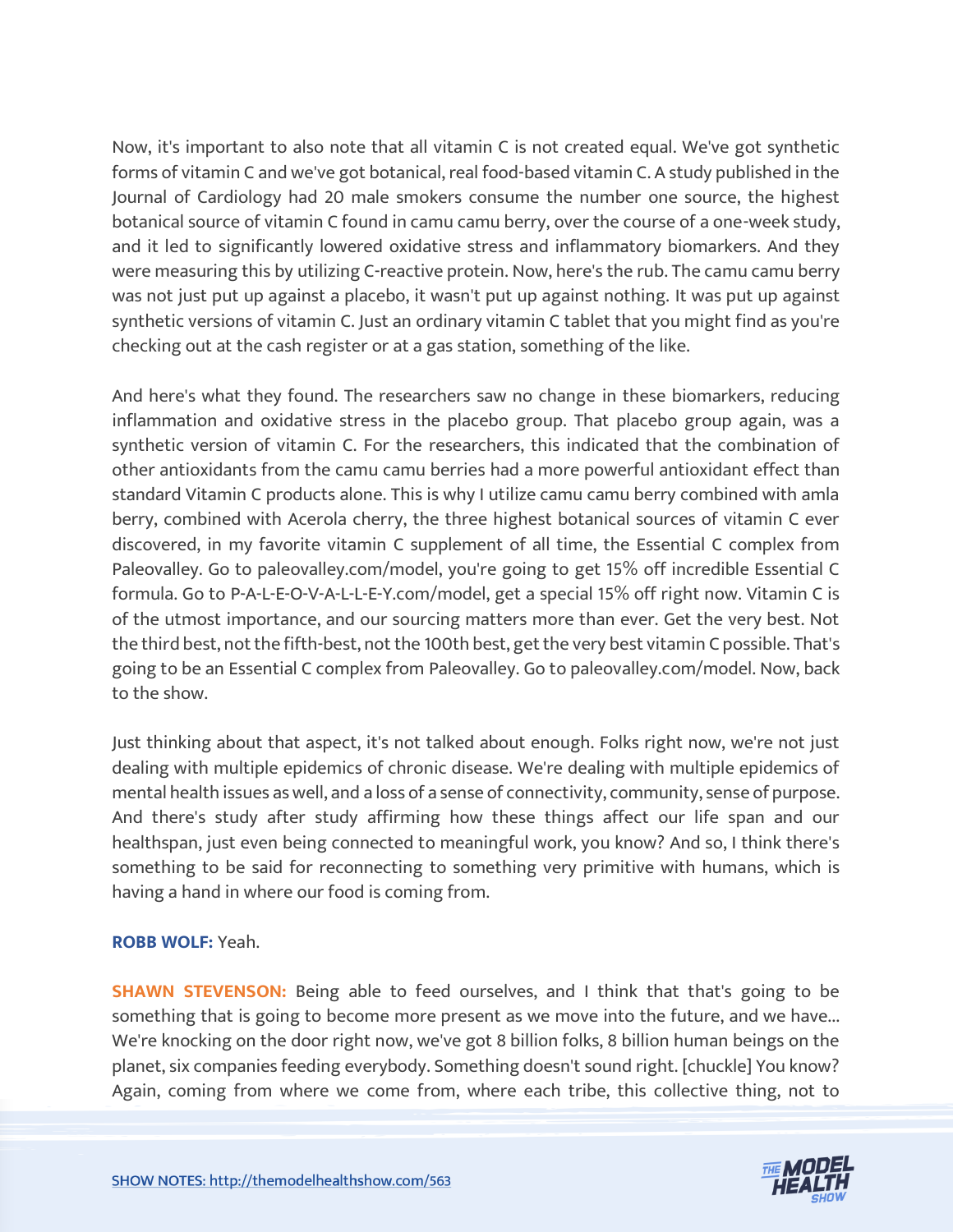Now, it's important to also note that all vitamin C is not created equal. We've got synthetic forms of vitamin C and we've got botanical, real food-based vitamin C. A study published in the Journal of Cardiology had 20 male smokers consume the number one source, the highest botanical source of vitamin C found in camu camu berry, over the course of a one-week study, and it led to significantly lowered oxidative stress and inflammatory biomarkers. And they were measuring this by utilizing C-reactive protein. Now, here's the rub. The camu camu berry was not just put up against a placebo, it wasn't put up against nothing. It was put up against synthetic versions of vitamin C. Just an ordinary vitamin C tablet that you might find as you're checking out at the cash register or at a gas station, something of the like.

And here's what they found. The researchers saw no change in these biomarkers, reducing inflammation and oxidative stress in the placebo group. That placebo group again, was a synthetic version of vitamin C. For the researchers, this indicated that the combination of other antioxidants from the camu camu berries had a more powerful antioxidant effect than standard Vitamin C products alone. This is why I utilize camu camu berry combined with amla berry, combined with Acerola cherry, the three highest botanical sources of vitamin C ever discovered, in my favorite vitamin C supplement of all time, the Essential C complex from Paleovalley. Go to paleovalley.com/model, you're going to get 15% off incredible Essential C formula. Go to P-A-L-E-O-V-A-L-L-E-Y.com/model, get a special 15% off right now. Vitamin C is of the utmost importance, and our sourcing matters more than ever. Get the very best. Not the third best, not the fifth-best, not the 100th best, get the very best vitamin C possible. That's going to be an Essential C complex from Paleovalley. Go to paleovalley.com/model. Now, back to the show.

Just thinking about that aspect, it's not talked about enough. Folks right now, we're not just dealing with multiple epidemics of chronic disease. We're dealing with multiple epidemics of mental health issues as well, and a loss of a sense of connectivity, community, sense of purpose. And there's study after study affirming how these things affect our life span and our healthspan, just even being connected to meaningful work, you know? And so, I think there's something to be said for reconnecting to something very primitive with humans, which is having a hand in where our food is coming from.

**ROBB WOLF:** Yeah.

**SHAWN STEVENSON:** Being able to feed ourselves, and I think that that's going to be something that is going to become more present as we move into the future, and we have... We're knocking on the door right now, we've got 8 billion folks, 8 billion human beings on the planet, six companies feeding everybody. Something doesn't sound right. [chuckle] You know? Again, coming from where we come from, where each tribe, this collective thing, not to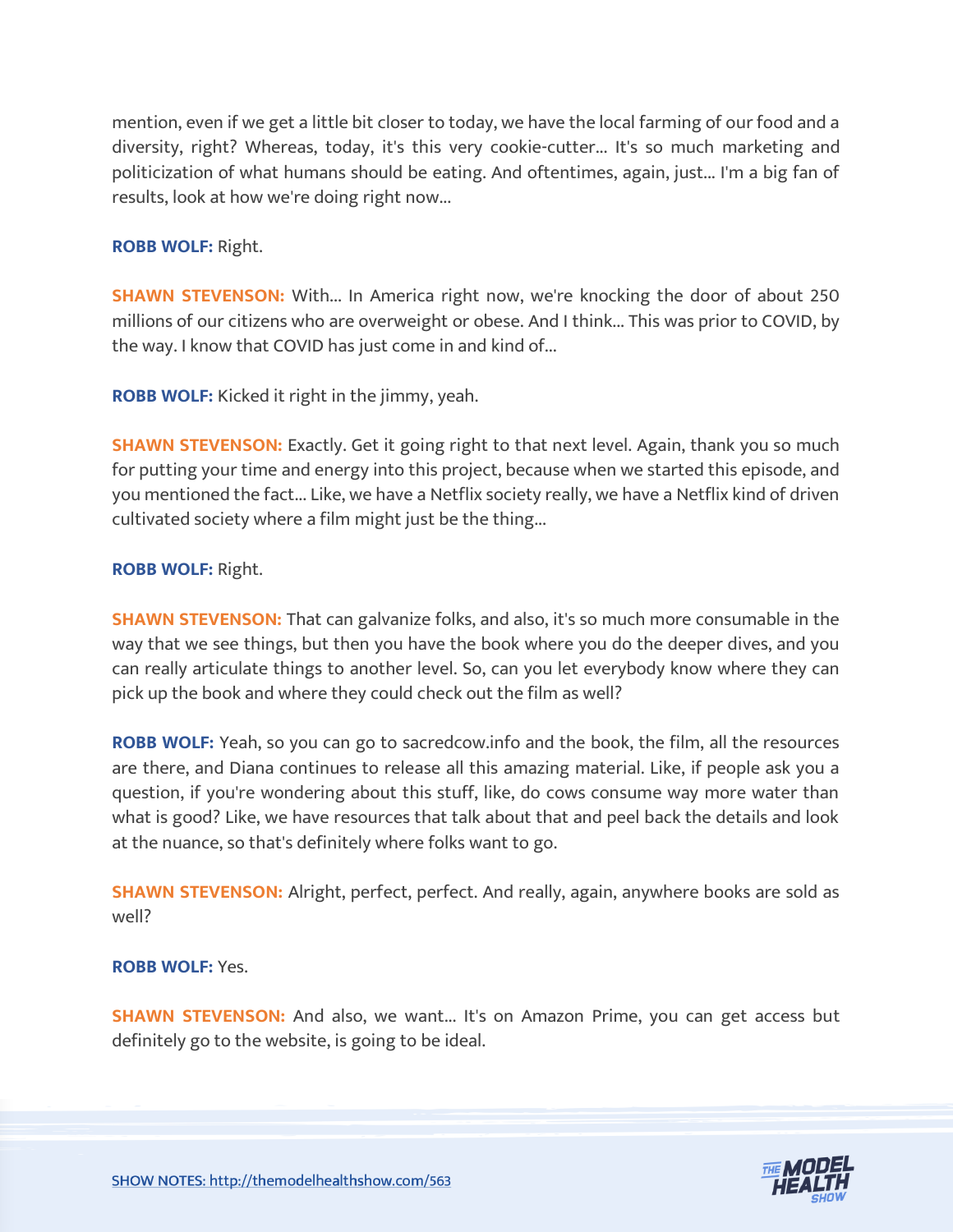mention, even if we get a little bit closer to today, we have the local farming of our food and a diversity, right? Whereas, today, it's this very cookie-cutter... It's so much marketing and politicization of what humans should be eating. And oftentimes, again, just... I'm a big fan of results, look at how we're doing right now...

**ROBB WOLF:** Right.

**SHAWN STEVENSON:** With... In America right now, we're knocking the door of about 250 millions of our citizens who are overweight or obese. And I think... This was prior to COVID, by the way. I know that COVID has just come in and kind of...

**ROBB WOLF:** Kicked it right in the jimmy, yeah.

**SHAWN STEVENSON:** Exactly. Get it going right to that next level. Again, thank you so much for putting your time and energy into this project, because when we started this episode, and you mentioned the fact... Like, we have a Netflix society really, we have a Netflix kind of driven cultivated society where a film might just be the thing...

**ROBB WOLF:** Right.

**SHAWN STEVENSON:** That can galvanize folks, and also, it's so much more consumable in the way that we see things, but then you have the book where you do the deeper dives, and you can really articulate things to another level. So, can you let everybody know where they can pick up the book and where they could check out the film as well?

**ROBB WOLF:** Yeah, so you can go to sacredcow.info and the book, the film, all the resources are there, and Diana continues to release all this amazing material. Like, if people ask you a question, if you're wondering about this stuff, like, do cows consume way more water than what is good? Like, we have resources that talk about that and peel back the details and look at the nuance, so that's definitely where folks want to go.

**SHAWN STEVENSON:** Alright, perfect, perfect. And really, again, anywhere books are sold as well?

**ROBB WOLF:** Yes.

**SHAWN STEVENSON:** And also, we want... It's on Amazon Prime, you can get access but definitely go to the website, is going to be ideal.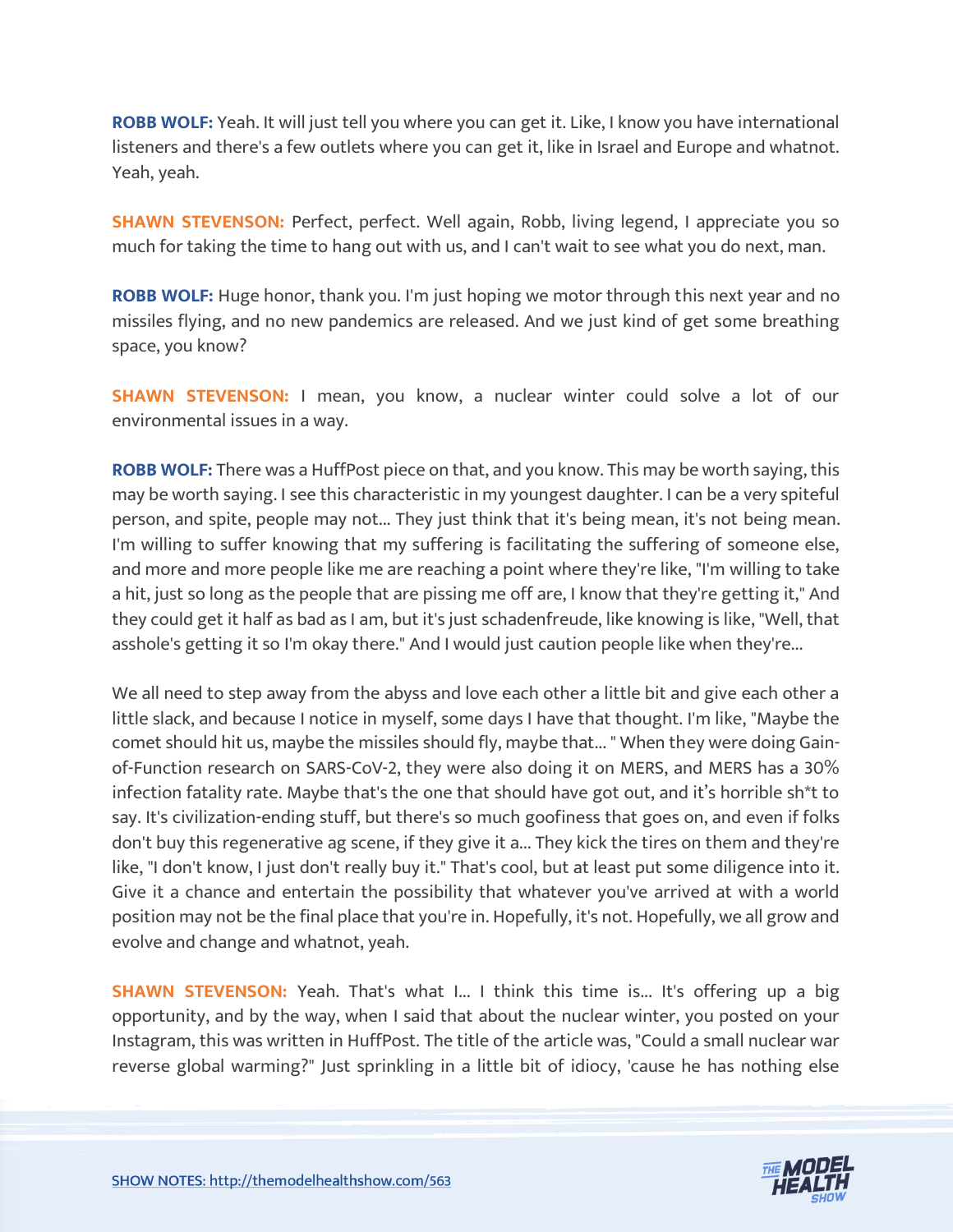**ROBB WOLF:** Yeah. It will just tell you where you can get it. Like, I know you have international listeners and there's a few outlets where you can get it, like in Israel and Europe and whatnot. Yeah, yeah.

**SHAWN STEVENSON:** Perfect, perfect. Well again, Robb, living legend, I appreciate you so much for taking the time to hang out with us, and I can't wait to see what you do next, man.

**ROBB WOLF:** Huge honor, thank you. I'm just hoping we motor through this next year and no missiles flying, and no new pandemics are released. And we just kind of get some breathing space, you know?

**SHAWN STEVENSON:** I mean, you know, a nuclear winter could solve a lot of our environmental issues in a way.

**ROBB WOLF:** There was a HuffPost piece on that, and you know. This may be worth saying, this may be worth saying. I see this characteristic in my youngest daughter. I can be a very spiteful person, and spite, people may not... They just think that it's being mean, it's not being mean. I'm willing to suffer knowing that my suffering is facilitating the suffering of someone else, and more and more people like me are reaching a point where they're like, "I'm willing to take a hit, just so long as the people that are pissing me off are, I know that they're getting it," And they could get it half as bad as I am, but it's just schadenfreude, like knowing is like, "Well, that asshole's getting it so I'm okay there." And I would just caution people like when they're...

We all need to step away from the abyss and love each other a little bit and give each other a little slack, and because I notice in myself, some days I have that thought. I'm like, "Maybe the comet should hit us, maybe the missiles should fly, maybe that... " When they were doing Gain-of-Function research on SARS-CoV-2, they were also doing it on MERS, and MERS has a 30% infection fatality rate. Maybe that's the one that should have got out, and it's horrible sh*t to say. It's civilization-ending stuff, but there's so much goofiness that goes on, and even if folks don't buy this regenerative ag scene, if they give it a... They kick the tires on them and they're like, "I don't know, I just don't really buy it." That's cool, but at least put some diligence into it. Give it a chance and entertain the possibility that whatever you've arrived at with a world position may not be the final place that you're in. Hopefully, it's not. Hopefully, we all grow and evolve and change and whatnot, yeah.

**SHAWN STEVENSON:** Yeah. That's what I... I think this time is... It's offering up a big opportunity, and by the way, when I said that about the nuclear winter, you posted on your Instagram, this was written in HuffPost. The title of the article was, "Could a small nuclear war reverse global warming?" Just sprinkling in a little bit of idiocy, 'cause he has nothing else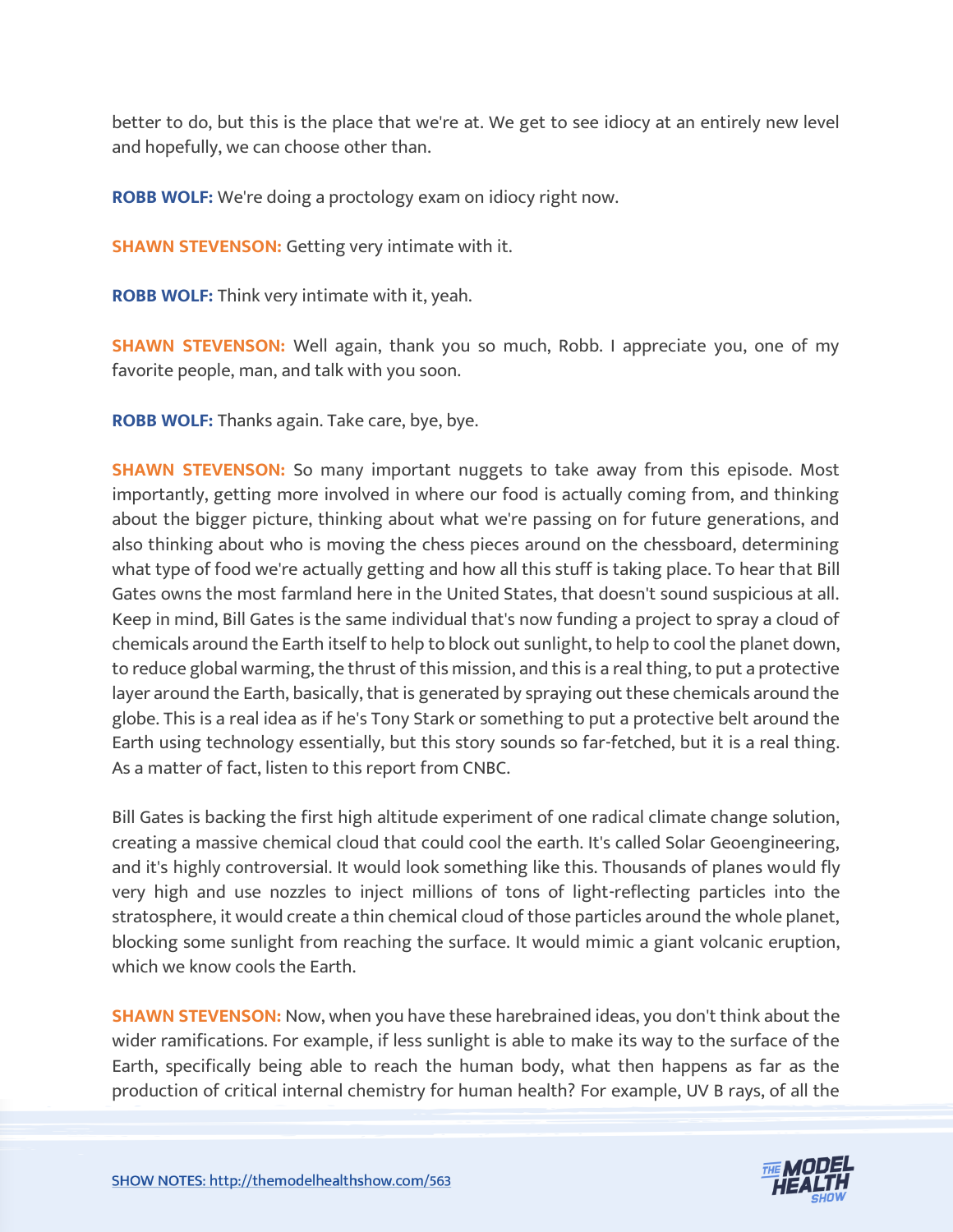better to do, but this is the place that we're at. We get to see idiocy at an entirely new level and hopefully, we can choose other than.

**ROBB WOLF:** We're doing a proctology exam on idiocy right now.

**SHAWN STEVENSON:** Getting very intimate with it.

**ROBB WOLF:** Think very intimate with it, yeah.

**SHAWN STEVENSON:** Well again, thank you so much, Robb. I appreciate you, one of my favorite people, man, and talk with you soon.

**ROBB WOLF:** Thanks again. Take care, bye, bye.

**SHAWN STEVENSON:** So many important nuggets to take away from this episode. Most importantly, getting more involved in where our food is actually coming from, and thinking about the bigger picture, thinking about what we're passing on for future generations, and also thinking about who is moving the chess pieces around on the chessboard, determining what type of food we're actually getting and how all this stuff is taking place. To hear that Bill Gates owns the most farmland here in the United States, that doesn't sound suspicious at all. Keep in mind, Bill Gates is the same individual that's now funding a project to spray a cloud of chemicals around the Earth itself to help to block out sunlight, to help to cool the planet down, to reduce global warming, the thrust of this mission, and this is a real thing, to put a protective layer around the Earth, basically, that is generated by spraying out these chemicals around the globe. This is a real idea as if he's Tony Stark or something to put a protective belt around the Earth using technology essentially, but this story sounds so far-fetched, but it is a real thing. As a matter of fact, listen to this report from CNBC.

Bill Gates is backing the first high altitude experiment of one radical climate change solution, creating a massive chemical cloud that could cool the earth. It's called Solar Geoengineering, and it's highly controversial. It would look something like this. Thousands of planes would fly very high and use nozzles to inject millions of tons of light-reflecting particles into the stratosphere, it would create a thin chemical cloud of those particles around the whole planet, blocking some sunlight from reaching the surface. It would mimic a giant volcanic eruption, which we know cools the Earth.

**SHAWN STEVENSON:** Now, when you have these harebrained ideas, you don't think about the wider ramifications. For example, if less sunlight is able to make its way to the surface of the Earth, specifically being able to reach the human body, what then happens as far as the production of critical internal chemistry for human health? For example, UV B rays, of all the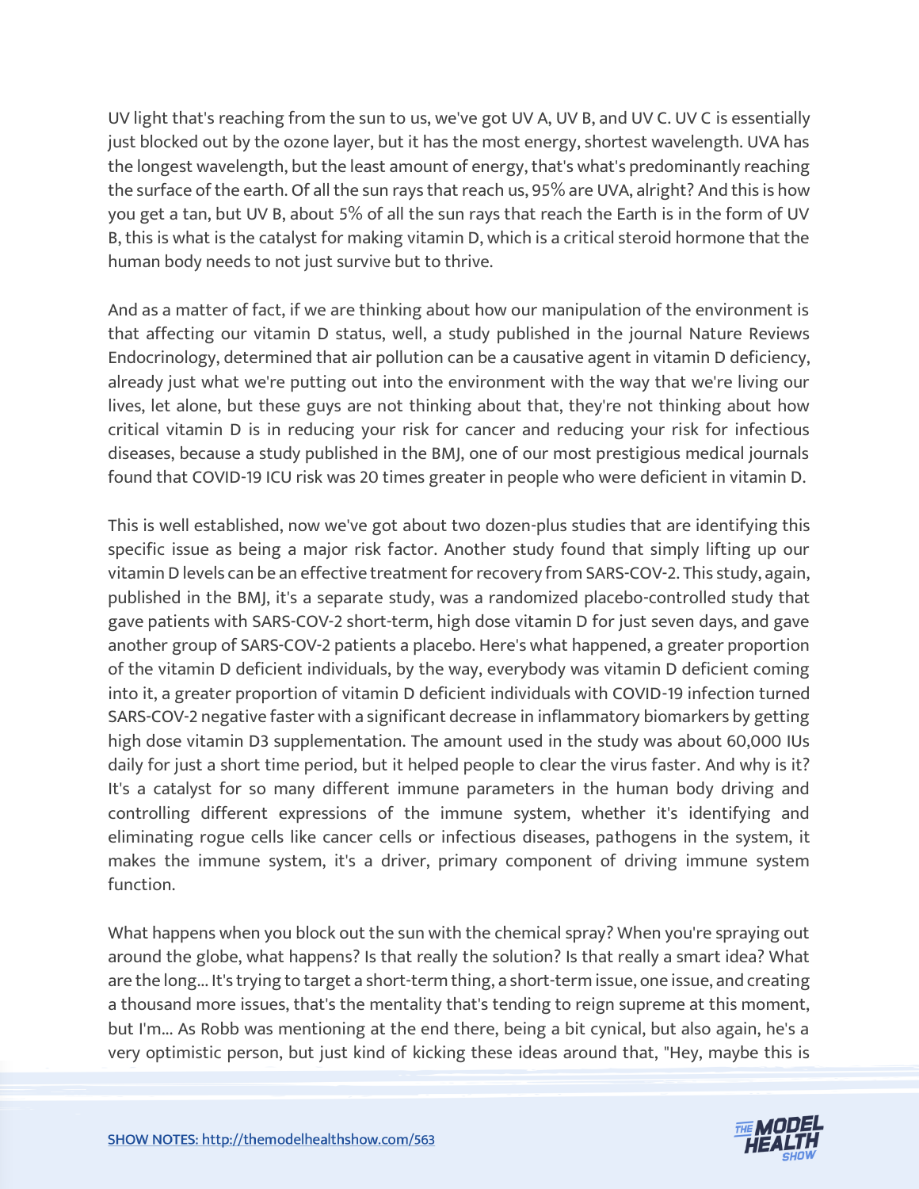UV light that's reaching from the sun to us, we've got UV A, UV B, and UV C. UV C is essentially just blocked out by the ozone layer, but it has the most energy, shortest wavelength. UVA has the longest wavelength, but the least amount of energy, that's what's predominantly reaching the surface of the earth. Of all the sun rays that reach us, 95% are UVA, alright? And this is how you get a tan, but UV B, about 5% of all the sun rays that reach the Earth is in the form of UV B, this is what is the catalyst for making vitamin D, which is a critical steroid hormone that the human body needs to not just survive but to thrive.

And as a matter of fact, if we are thinking about how our manipulation of the environment is that affecting our vitamin D status, well, a study published in the journal Nature Reviews Endocrinology, determined that air pollution can be a causative agent in vitamin D deficiency, already just what we're putting out into the environment with the way that we're living our lives, let alone, but these guys are not thinking about that, they're not thinking about how critical vitamin D is in reducing your risk for cancer and reducing your risk for infectious diseases, because a study published in the BMJ, one of our most prestigious medical journals found that COVID-19 ICU risk was 20 times greater in people who were deficient in vitamin D.

This is well established, now we've got about two dozen-plus studies that are identifying this specific issue as being a major risk factor. Another study found that simply lifting up our vitamin D levels can be an effective treatment for recovery from SARS-COV-2. This study, again, published in the BMJ, it's a separate study, was a randomized placebo-controlled study that gave patients with SARS-COV-2 short-term, high dose vitamin D for just seven days, and gave another group of SARS-COV-2 patients a placebo. Here's what happened, a greater proportion of the vitamin D deficient individuals, by the way, everybody was vitamin D deficient coming into it, a greater proportion of vitamin D deficient individuals with COVID-19 infection turned SARS-COV-2 negative faster with a significant decrease in inflammatory biomarkers by getting high dose vitamin D3 supplementation. The amount used in the study was about 60,000 IUs daily for just a short time period, but it helped people to clear the virus faster. And why is it? It's a catalyst for so many different immune parameters in the human body driving and controlling different expressions of the immune system, whether it's identifying and eliminating rogue cells like cancer cells or infectious diseases, pathogens in the system, it makes the immune system, it's a driver, primary component of driving immune system function.

What happens when you block out the sun with the chemical spray? When you're spraying out around the globe, what happens? Is that really the solution? Is that really a smart idea? What are the long... It's trying to target a short-term thing, a short-term issue, one issue, and creating a thousand more issues, that's the mentality that's tending to reign supreme at this moment, but I'm... As Robb was mentioning at the end there, being a bit cynical, but also again, he's a very optimistic person, but just kind of kicking these ideas around that, "Hey, maybe this is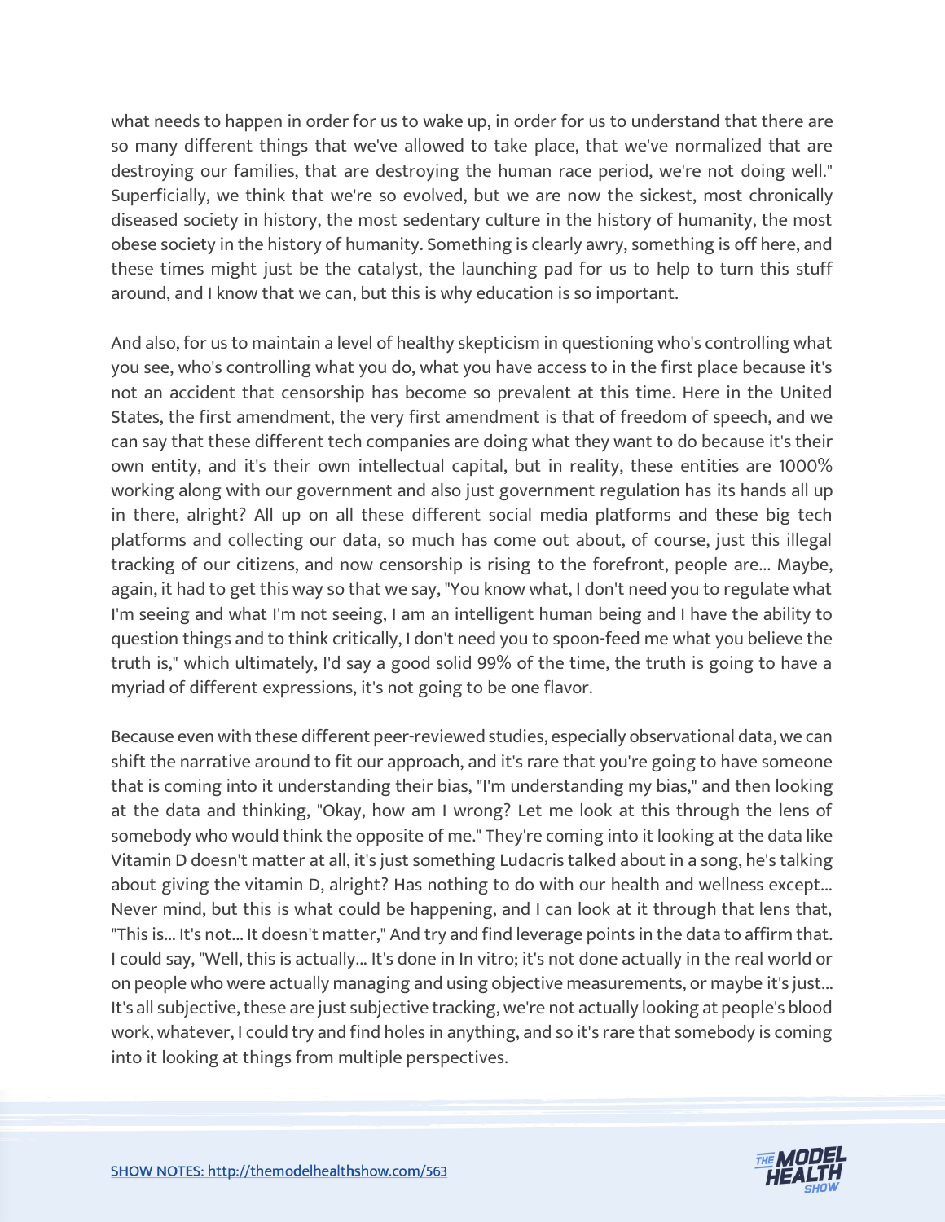what needs to happen in order for us to wake up, in order for us to understand that there are so many different things that we've allowed to take place, that we've normalized that are destroying our families, that are destroying the human race period, we're not doing well." Superficially, we think that we're so evolved, but we are now the sickest, most chronically diseased society in history, the most sedentary culture in the history of humanity, the most obese society in the history of humanity. Something is clearly awry, something is off here, and these times might just be the catalyst, the launching pad for us to help to turn this stuff around, and I know that we can, but this is why education is so important.

And also, for us to maintain a level of healthy skepticism in questioning who's controlling what you see, who's controlling what you do, what you have access to in the first place because it's not an accident that censorship has become so prevalent at this time. Here in the United States, the first amendment, the very first amendment is that of freedom of speech, and we can say that these different tech companies are doing what they want to do because it's their own entity, and it's their own intellectual capital, but in reality, these entities are 1000% working along with our government and also just government regulation has its hands all up in there, alright? All up on all these different social media platforms and these big tech platforms and collecting our data, so much has come out about, of course, just this illegal tracking of our citizens, and now censorship is rising to the forefront, people are... Maybe, again, it had to get this way so that we say, "You know what, I don't need you to regulate what I'm seeing and what I'm not seeing, I am an intelligent human being and I have the ability to question things and to think critically, I don't need you to spoon-feed me what you believe the truth is," which ultimately, I'd say a good solid 99% of the time, the truth is going to have a myriad of different expressions, it's not going to be one flavor.

Because even with these different peer-reviewed studies, especially observational data, we can shift the narrative around to fit our approach, and it's rare that you're going to have someone that is coming into it understanding their bias, "I'm understanding my bias," and then looking at the data and thinking, "Okay, how am I wrong? Let me look at this through the lens of somebody who would think the opposite of me." They're coming into it looking at the data like Vitamin D doesn't matter at all, it's just something Ludacris talked about in a song, he's talking about giving the vitamin D, alright? Has nothing to do with our health and wellness except... Never mind, but this is what could be happening, and I can look at it through that lens that, "This is... It's not... It doesn't matter," And try and find leverage points in the data to affirm that. I could say, "Well, this is actually... It's done in In vitro; it's not done actually in the real world or on people who were actually managing and using objective measurements, or maybe it's just... It's all subjective, these are just subjective tracking, we're not actually looking at people's blood work, whatever, I could try and find holes in anything, and so it's rare that somebody is coming into it looking at things from multiple perspectives.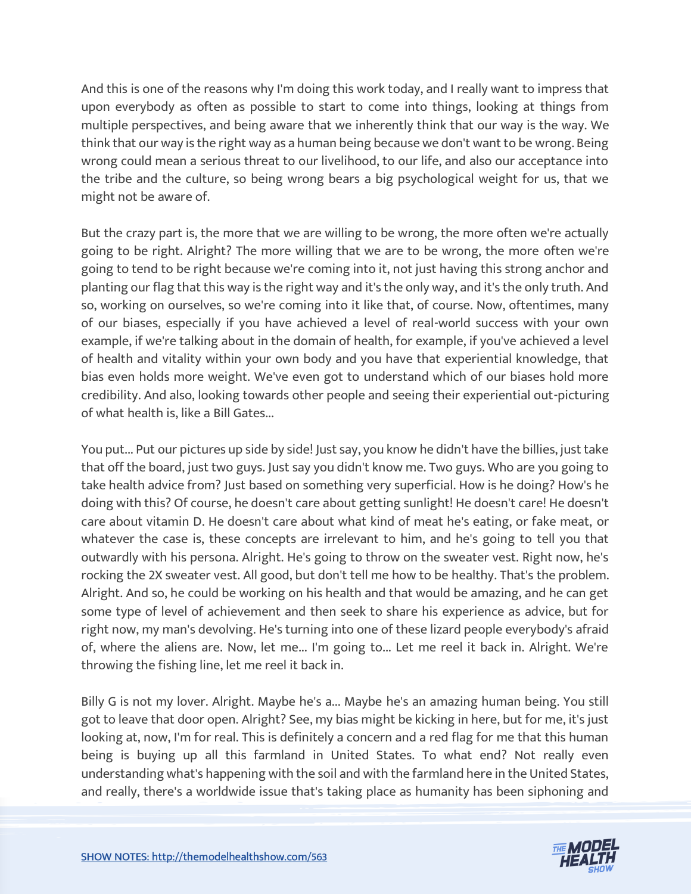And this is one of the reasons why I'm doing this work today, and I really want to impress that upon everybody as often as possible to start to come into things, looking at things from multiple perspectives, and being aware that we inherently think that our way is the way. We think that our way is the right way as a human being because we don't want to be wrong. Being wrong could mean a serious threat to our livelihood, to our life, and also our acceptance into the tribe and the culture, so being wrong bears a big psychological weight for us, that we might not be aware of.

But the crazy part is, the more that we are willing to be wrong, the more often we're actually going to be right. Alright? The more willing that we are to be wrong, the more often we're going to tend to be right because we're coming into it, not just having this strong anchor and planting our flag that this way is the right way and it's the only way, and it's the only truth. And so, working on ourselves, so we're coming into it like that, of course. Now, oftentimes, many of our biases, especially if you have achieved a level of real-world success with your own example, if we're talking about in the domain of health, for example, if you've achieved a level of health and vitality within your own body and you have that experiential knowledge, that bias even holds more weight. We've even got to understand which of our biases hold more credibility. And also, looking towards other people and seeing their experiential out-picturing of what health is, like a Bill Gates...

You put... Put our pictures up side by side! Just say, you know he didn't have the billies, just take that off the board, just two guys. Just say you didn't know me. Two guys. Who are you going to take health advice from? Just based on something very superficial. How is he doing? How's he doing with this? Of course, he doesn't care about getting sunlight! He doesn't care! He doesn't care about vitamin D. He doesn't care about what kind of meat he's eating, or fake meat, or whatever the case is, these concepts are irrelevant to him, and he's going to tell you that outwardly with his persona. Alright. He's going to throw on the sweater vest. Right now, he's rocking the 2X sweater vest. All good, but don't tell me how to be healthy. That's the problem. Alright. And so, he could be working on his health and that would be amazing, and he can get some type of level of achievement and then seek to share his experience as advice, but for right now, my man's devolving. He's turning into one of these lizard people everybody's afraid of, where the aliens are. Now, let me... I'm going to... Let me reel it back in. Alright. We're throwing the fishing line, let me reel it back in.

Billy G is not my lover. Alright. Maybe he's a... Maybe he's an amazing human being. You still got to leave that door open. Alright? See, my bias might be kicking in here, but for me, it's just looking at, now, I'm for real. This is definitely a concern and a red flag for me that this human being is buying up all this farmland in United States. To what end? Not really even understanding what's happening with the soil and with the farmland here in the United States, and really, there's a worldwide issue that's taking place as humanity has been siphoning and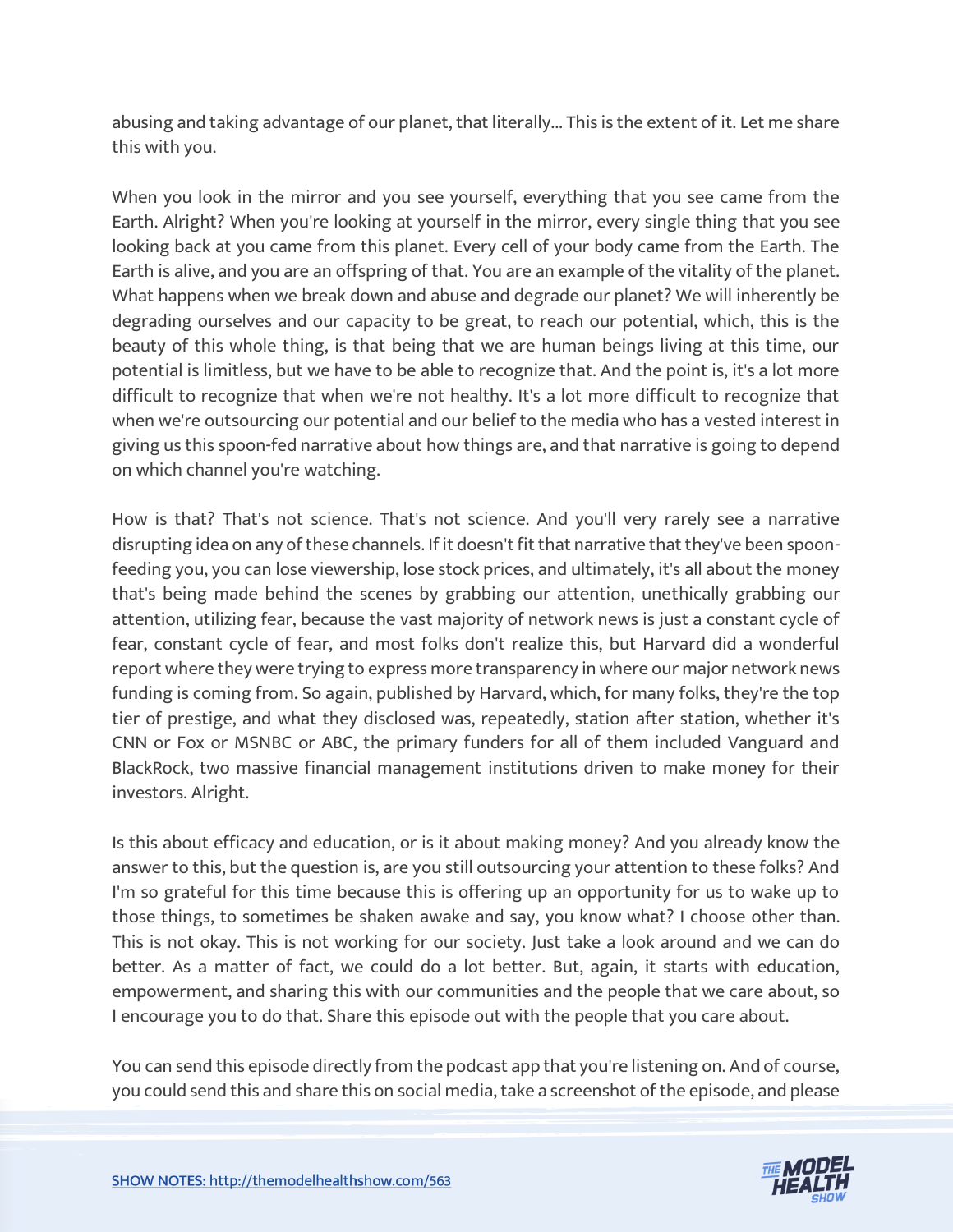abusing and taking advantage of our planet, that literally... This is the extent of it. Let me share this with you.

When you look in the mirror and you see yourself, everything that you see came from the Earth. Alright? When you're looking at yourself in the mirror, every single thing that you see looking back at you came from this planet. Every cell of your body came from the Earth. The Earth is alive, and you are an offspring of that. You are an example of the vitality of the planet. What happens when we break down and abuse and degrade our planet? We will inherently be degrading ourselves and our capacity to be great, to reach our potential, which, this is the beauty of this whole thing, is that being that we are human beings living at this time, our potential is limitless, but we have to be able to recognize that. And the point is, it's a lot more difficult to recognize that when we're not healthy. It's a lot more difficult to recognize that when we're outsourcing our potential and our belief to the media who has a vested interest in giving us this spoon-fed narrative about how things are, and that narrative is going to depend on which channel you're watching.

How is that? That's not science. That's not science. And you'll very rarely see a narrative disrupting idea on any of these channels. If it doesn't fit that narrative that they've been spoon-feeding you, you can lose viewership, lose stock prices, and ultimately, it's all about the money that's being made behind the scenes by grabbing our attention, unethically grabbing our attention, utilizing fear, because the vast majority of network news is just a constant cycle of fear, constant cycle of fear, and most folks don't realize this, but Harvard did a wonderful report where they were trying to express more transparency in where our major network news funding is coming from. So again, published by Harvard, which, for many folks, they're the top tier of prestige, and what they disclosed was, repeatedly, station after station, whether it's CNN or Fox or MSNBC or ABC, the primary funders for all of them included Vanguard and BlackRock, two massive financial management institutions driven to make money for their investors. Alright.

Is this about efficacy and education, or is it about making money? And you already know the answer to this, but the question is, are you still outsourcing your attention to these folks? And I'm so grateful for this time because this is offering up an opportunity for us to wake up to those things, to sometimes be shaken awake and say, you know what? I choose other than. This is not okay. This is not working for our society. Just take a look around and we can do better. As a matter of fact, we could do a lot better. But, again, it starts with education, empowerment, and sharing this with our communities and the people that we care about, so I encourage you to do that. Share this episode out with the people that you care about.

You can send this episode directly from the podcast app that you're listening on. And of course, you could send this and share this on social media, take a screenshot of the episode, and please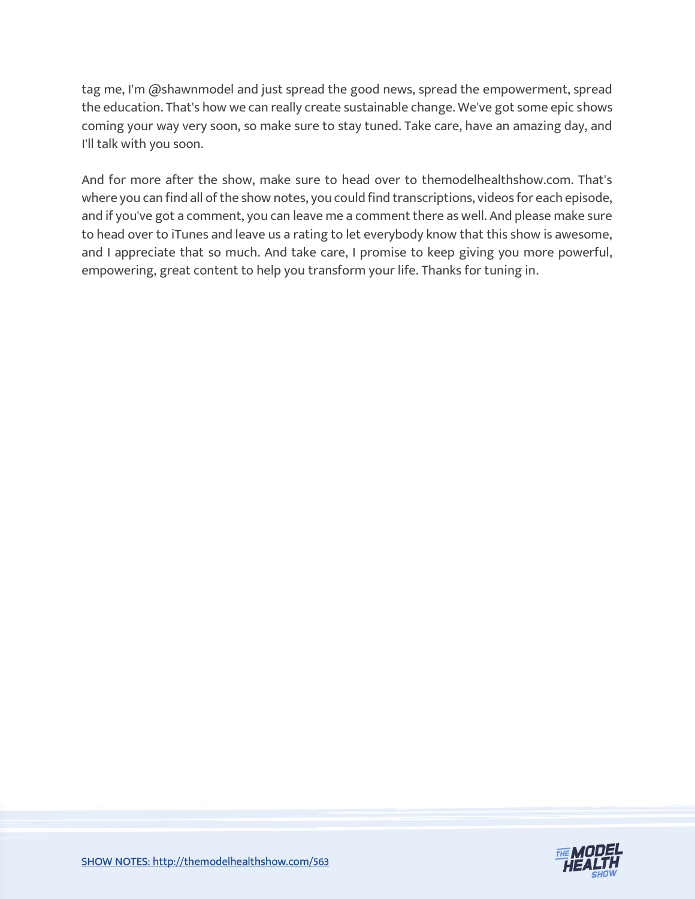tag me, I'm @shawnmodel and just spread the good news, spread the empowerment, spread the education. That's how we can really create sustainable change. We've got some epic shows coming your way very soon, so make sure to stay tuned. Take care, have an amazing day, and I'll talk with you soon.

And for more after the show, make sure to head over to themodelhealthshow.com. That's where you can find all of the show notes, you could find transcriptions, videos for each episode, and if you've got a comment, you can leave me a comment there as well. And please make sure to head over to iTunes and leave us a rating to let everybody know that this show is awesome, and I appreciate that so much. And take care, I promise to keep giving you more powerful, empowering, great content to help you transform your life. Thanks for tuning in.